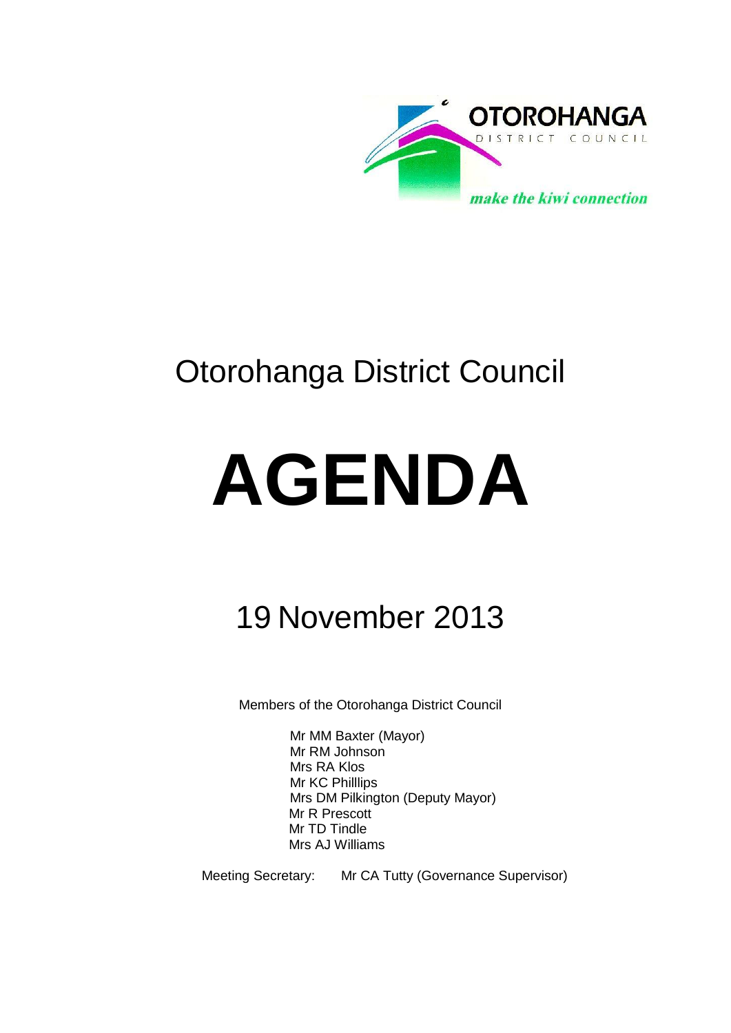OTOROHANGA
DISTRICT COUNCIL

*make the kiwi connection*

# Otorohanga District Council

# AGENDA

## 19 November 2013

Members of the Otorohanga District Council

Mr MM Baxter (Mayor)
Mr RM Johnson
Mrs RA Klos
Mr KC Philllips
Mrs DM Pilkington (Deputy Mayor)
Mr R Prescott
Mr TD Tindle
Mrs AJ Williams

Meeting Secretary: Mr CA Tutty (Governance Supervisor)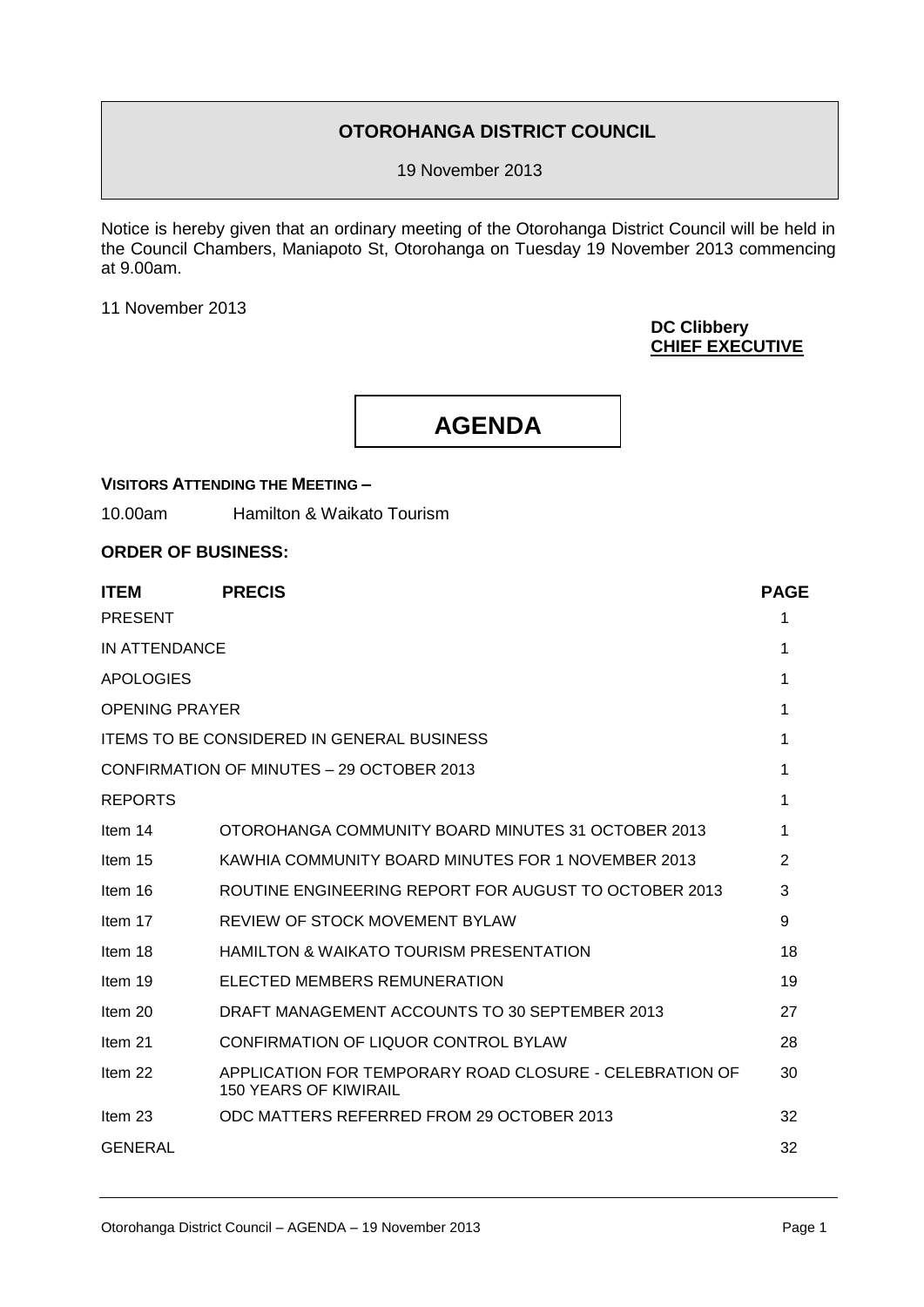**OTOROHANGA DISTRICT COUNCIL**

19 November 2013

Notice is hereby given that an ordinary meeting of the Otorohanga District Council will be held in the Council Chambers, Maniapoto St, Otorohanga on Tuesday 19 November 2013 commencing at 9.00am.

11 November 2013

**DC Clibbery**
**CHIEF EXECUTIVE**

# AGENDA

**VISITORS ATTENDING THE MEETING –**

10.00am Hamilton & Waikato Tourism

**ORDER OF BUSINESS:**

| ITEM | PRECIS | PAGE |
|---|---|---|
| PRESENT | | 1 |
| IN ATTENDANCE | | 1 |
| APOLOGIES | | 1 |
| OPENING PRAYER | | 1 |
| ITEMS TO BE CONSIDERED IN GENERAL BUSINESS | | 1 |
| CONFIRMATION OF MINUTES – 29 OCTOBER 2013 | | 1 |
| REPORTS | | 1 |
| Item 14 | OTOROHANGA COMMUNITY BOARD MINUTES 31 OCTOBER 2013 | 1 |
| Item 15 | KAWHIA COMMUNITY BOARD MINUTES FOR 1 NOVEMBER 2013 | 2 |
| Item 16 | ROUTINE ENGINEERING REPORT FOR AUGUST TO OCTOBER 2013 | 3 |
| Item 17 | REVIEW OF STOCK MOVEMENT BYLAW | 9 |
| Item 18 | HAMILTON & WAIKATO TOURISM PRESENTATION | 18 |
| Item 19 | ELECTED MEMBERS REMUNERATION | 19 |
| Item 20 | DRAFT MANAGEMENT ACCOUNTS TO 30 SEPTEMBER 2013 | 27 |
| Item 21 | CONFIRMATION OF LIQUOR CONTROL BYLAW | 28 |
| Item 22 | APPLICATION FOR TEMPORARY ROAD CLOSURE - CELEBRATION OF 150 YEARS OF KIWIRAIL | 30 |
| Item 23 | ODC MATTERS REFERRED FROM 29 OCTOBER 2013 | 32 |
| GENERAL | | 32 |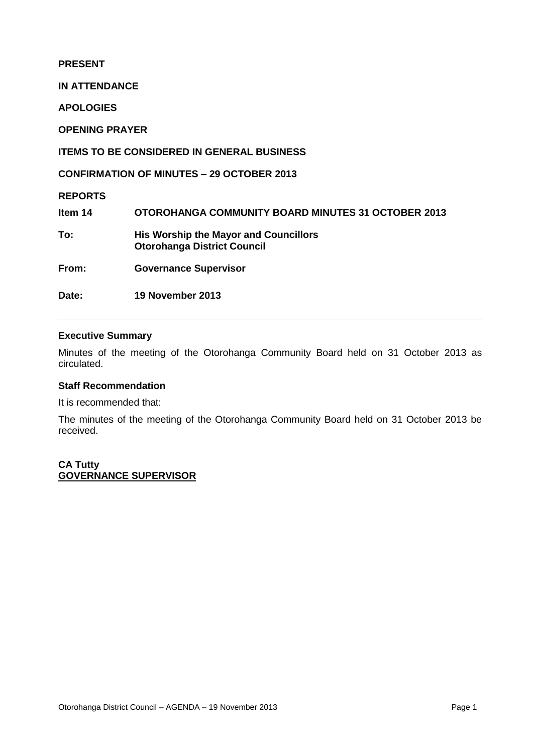**PRESENT**

**IN ATTENDANCE**

**APOLOGIES**

**OPENING PRAYER**

**ITEMS TO BE CONSIDERED IN GENERAL BUSINESS**

**CONFIRMATION OF MINUTES – 29 OCTOBER 2013**

**REPORTS**

| | |
|---|---|
| **Item 14** | **OTOROHANGA COMMUNITY BOARD MINUTES 31 OCTOBER 2013** |
| **To:** | **His Worship the Mayor and Councillors**<br>**Otorohanga District Council** |
| **From:** | **Governance Supervisor** |
| **Date:** | **19 November 2013** |

---

**Executive Summary**

Minutes of the meeting of the Otorohanga Community Board held on 31 October 2013 as circulated.

**Staff Recommendation**

It is recommended that:

The minutes of the meeting of the Otorohanga Community Board held on 31 October 2013 be received.

**CA Tutty**
**GOVERNANCE SUPERVISOR**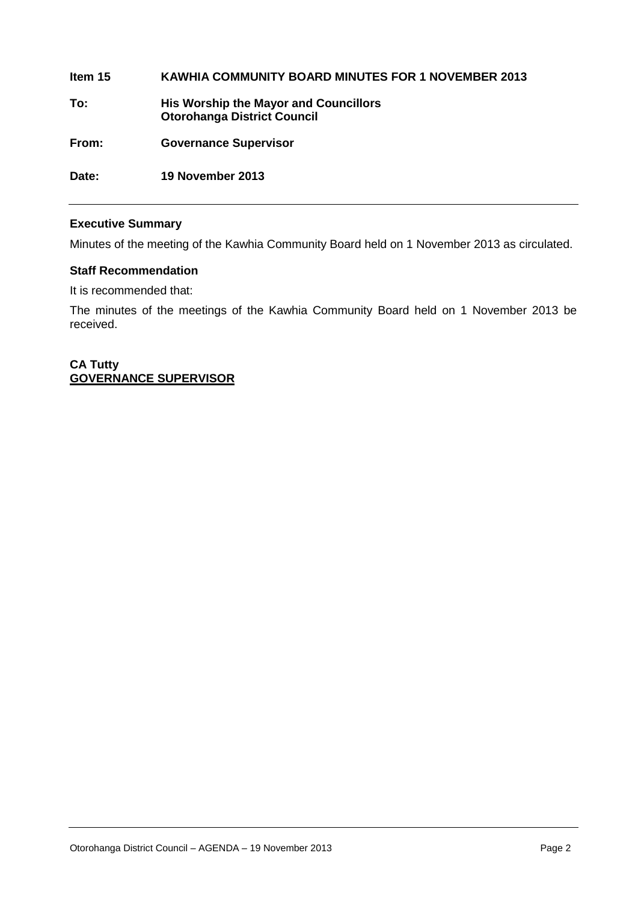**Item 15 KAWHIA COMMUNITY BOARD MINUTES FOR 1 NOVEMBER 2013**

**To: His Worship the Mayor and Councillors**
**Otorohanga District Council**

**From: Governance Supervisor**

**Date: 19 November 2013**

---

### Executive Summary

Minutes of the meeting of the Kawhia Community Board held on 1 November 2013 as circulated.

### Staff Recommendation

It is recommended that:

The minutes of the meetings of the Kawhia Community Board held on 1 November 2013 be received.

**CA Tutty**
**GOVERNANCE SUPERVISOR**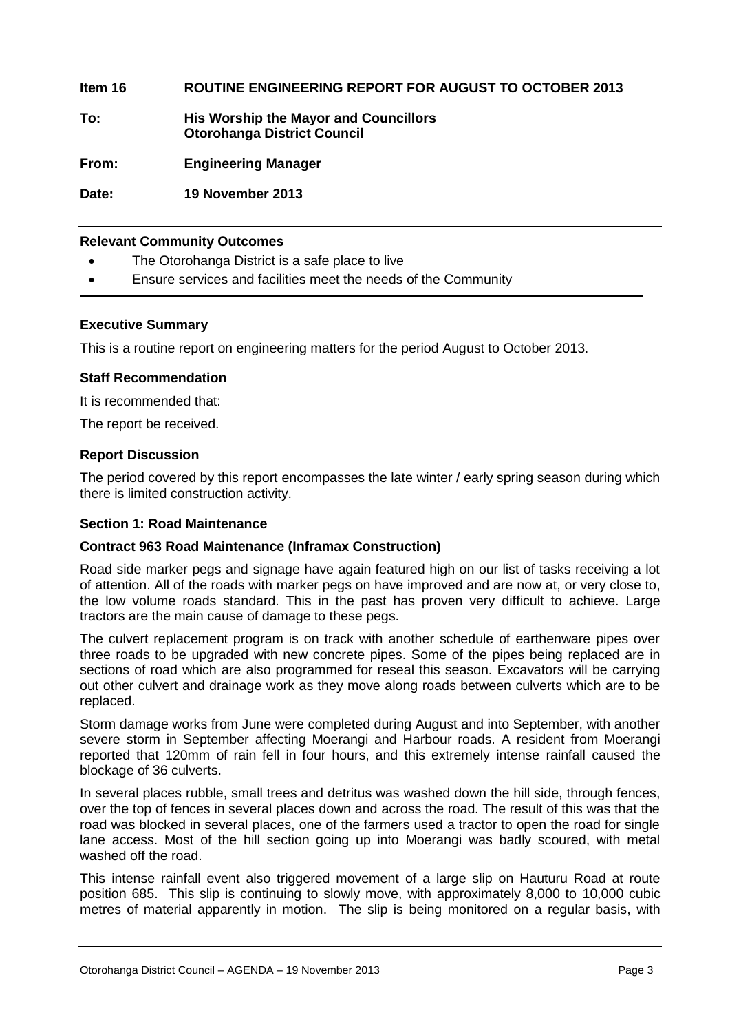**Item 16 ROUTINE ENGINEERING REPORT FOR AUGUST TO OCTOBER 2013**

**To: His Worship the Mayor and Councillors**
**Otorohanga District Council**

**From: Engineering Manager**

**Date: 19 November 2013**

---

**Relevant Community Outcomes**

- The Otorohanga District is a safe place to live
- Ensure services and facilities meet the needs of the Community

---

**Executive Summary**

This is a routine report on engineering matters for the period August to October 2013.

**Staff Recommendation**

It is recommended that:

The report be received.

**Report Discussion**

The period covered by this report encompasses the late winter / early spring season during which there is limited construction activity.

**Section 1: Road Maintenance**

**Contract 963 Road Maintenance (Inframax Construction)**

Road side marker pegs and signage have again featured high on our list of tasks receiving a lot of attention. All of the roads with marker pegs on have improved and are now at, or very close to, the low volume roads standard. This in the past has proven very difficult to achieve. Large tractors are the main cause of damage to these pegs.

The culvert replacement program is on track with another schedule of earthenware pipes over three roads to be upgraded with new concrete pipes. Some of the pipes being replaced are in sections of road which are also programmed for reseal this season. Excavators will be carrying out other culvert and drainage work as they move along roads between culverts which are to be replaced.

Storm damage works from June were completed during August and into September, with another severe storm in September affecting Moerangi and Harbour roads. A resident from Moerangi reported that 120mm of rain fell in four hours, and this extremely intense rainfall caused the blockage of 36 culverts.

In several places rubble, small trees and detritus was washed down the hill side, through fences, over the top of fences in several places down and across the road. The result of this was that the road was blocked in several places, one of the farmers used a tractor to open the road for single lane access. Most of the hill section going up into Moerangi was badly scoured, with metal washed off the road.

This intense rainfall event also triggered movement of a large slip on Hauturu Road at route position 685. This slip is continuing to slowly move, with approximately 8,000 to 10,000 cubic metres of material apparently in motion. The slip is being monitored on a regular basis, with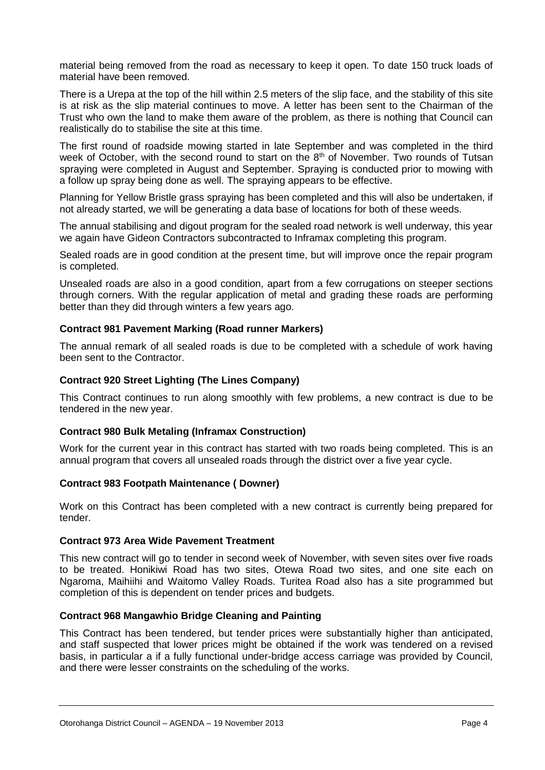material being removed from the road as necessary to keep it open. To date 150 truck loads of material have been removed.

There is a Urepa at the top of the hill within 2.5 meters of the slip face, and the stability of this site is at risk as the slip material continues to move. A letter has been sent to the Chairman of the Trust who own the land to make them aware of the problem, as there is nothing that Council can realistically do to stabilise the site at this time.

The first round of roadside mowing started in late September and was completed in the third week of October, with the second round to start on the 8th of November. Two rounds of Tutsan spraying were completed in August and September. Spraying is conducted prior to mowing with a follow up spray being done as well. The spraying appears to be effective.

Planning for Yellow Bristle grass spraying has been completed and this will also be undertaken, if not already started, we will be generating a data base of locations for both of these weeds.

The annual stabilising and digout program for the sealed road network is well underway, this year we again have Gideon Contractors subcontracted to Inframax completing this program.

Sealed roads are in good condition at the present time, but will improve once the repair program is completed.

Unsealed roads are also in a good condition, apart from a few corrugations on steeper sections through corners. With the regular application of metal and grading these roads are performing better than they did through winters a few years ago.

**Contract 981 Pavement Marking (Road runner Markers)**

The annual remark of all sealed roads is due to be completed with a schedule of work having been sent to the Contractor.

**Contract 920 Street Lighting (The Lines Company)**

This Contract continues to run along smoothly with few problems, a new contract is due to be tendered in the new year.

**Contract 980 Bulk Metaling (Inframax Construction)**

Work for the current year in this contract has started with two roads being completed. This is an annual program that covers all unsealed roads through the district over a five year cycle.

**Contract 983 Footpath Maintenance ( Downer)**

Work on this Contract has been completed with a new contract is currently being prepared for tender.

**Contract 973 Area Wide Pavement Treatment**

This new contract will go to tender in second week of November, with seven sites over five roads to be treated. Honikiwi Road has two sites, Otewa Road two sites, and one site each on Ngaroma, Maihiihi and Waitomo Valley Roads. Turitea Road also has a site programmed but completion of this is dependent on tender prices and budgets.

**Contract 968 Mangawhio Bridge Cleaning and Painting**

This Contract has been tendered, but tender prices were substantially higher than anticipated, and staff suspected that lower prices might be obtained if the work was tendered on a revised basis, in particular a if a fully functional under-bridge access carriage was provided by Council, and there were lesser constraints on the scheduling of the works.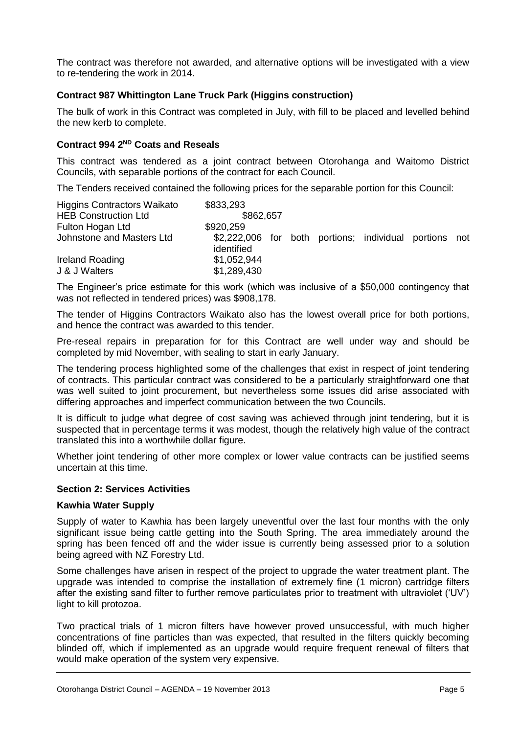The contract was therefore not awarded, and alternative options will be investigated with a view to re-tendering the work in 2014.

### Contract 987 Whittington Lane Truck Park (Higgins construction)

The bulk of work in this Contract was completed in July, with fill to be placed and levelled behind the new kerb to complete.

### Contract 994 2[ND] Coats and Reseals

This contract was tendered as a joint contract between Otorohanga and Waitomo District Councils, with separable portions of the contract for each Council.

The Tenders received contained the following prices for the separable portion for this Council:

| Tenderer | Price |
|---|---|
| Higgins Contractors Waikato | \$833,293 |
| HEB Construction Ltd | \$862,657 |
| Fulton Hogan Ltd | \$920,259 |
| Johnstone and Masters Ltd | \$2,222,006 for both portions; individual portions not identified |
| Ireland Roading | \$1,052,944 |
| J & J Walters | \$1,289,430 |

The Engineer's price estimate for this work (which was inclusive of a \$50,000 contingency that was not reflected in tendered prices) was \$908,178.

The tender of Higgins Contractors Waikato also has the lowest overall price for both portions, and hence the contract was awarded to this tender.

Pre-reseal repairs in preparation for for this Contract are well under way and should be completed by mid November, with sealing to start in early January.

The tendering process highlighted some of the challenges that exist in respect of joint tendering of contracts. This particular contract was considered to be a particularly straightforward one that was well suited to joint procurement, but nevertheless some issues did arise associated with differing approaches and imperfect communication between the two Councils.

It is difficult to judge what degree of cost saving was achieved through joint tendering, but it is suspected that in percentage terms it was modest, though the relatively high value of the contract translated this into a worthwhile dollar figure.

Whether joint tendering of other more complex or lower value contracts can be justified seems uncertain at this time.

## Section 2: Services Activities

### Kawhia Water Supply

Supply of water to Kawhia has been largely uneventful over the last four months with the only significant issue being cattle getting into the South Spring. The area immediately around the spring has been fenced off and the wider issue is currently being assessed prior to a solution being agreed with NZ Forestry Ltd.

Some challenges have arisen in respect of the project to upgrade the water treatment plant. The upgrade was intended to comprise the installation of extremely fine (1 micron) cartridge filters after the existing sand filter to further remove particulates prior to treatment with ultraviolet ('UV') light to kill protozoa.

Two practical trials of 1 micron filters have however proved unsuccessful, with much higher concentrations of fine particles than was expected, that resulted in the filters quickly becoming blinded off, which if implemented as an upgrade would require frequent renewal of filters that would make operation of the system very expensive.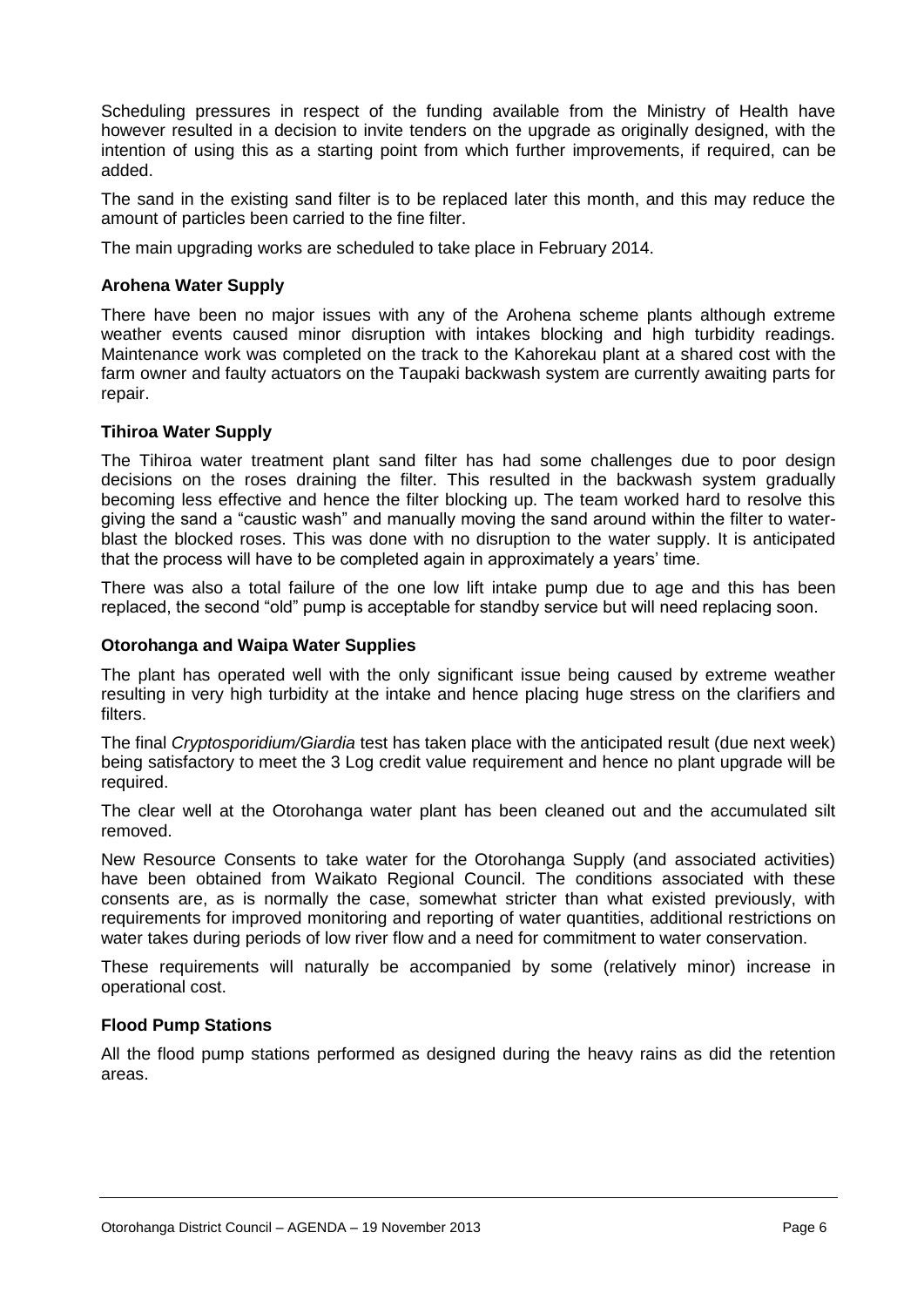Scheduling pressures in respect of the funding available from the Ministry of Health have however resulted in a decision to invite tenders on the upgrade as originally designed, with the intention of using this as a starting point from which further improvements, if required, can be added.

The sand in the existing sand filter is to be replaced later this month, and this may reduce the amount of particles been carried to the fine filter.

The main upgrading works are scheduled to take place in February 2014.

**Arohena Water Supply**

There have been no major issues with any of the Arohena scheme plants although extreme weather events caused minor disruption with intakes blocking and high turbidity readings. Maintenance work was completed on the track to the Kahorekau plant at a shared cost with the farm owner and faulty actuators on the Taupaki backwash system are currently awaiting parts for repair.

**Tihiroa Water Supply**

The Tihiroa water treatment plant sand filter has had some challenges due to poor design decisions on the roses draining the filter. This resulted in the backwash system gradually becoming less effective and hence the filter blocking up. The team worked hard to resolve this giving the sand a "caustic wash" and manually moving the sand around within the filter to water-blast the blocked roses. This was done with no disruption to the water supply. It is anticipated that the process will have to be completed again in approximately a years' time.

There was also a total failure of the one low lift intake pump due to age and this has been replaced, the second "old" pump is acceptable for standby service but will need replacing soon.

**Otorohanga and Waipa Water Supplies**

The plant has operated well with the only significant issue being caused by extreme weather resulting in very high turbidity at the intake and hence placing huge stress on the clarifiers and filters.

The final *Cryptosporidium/Giardia* test has taken place with the anticipated result (due next week) being satisfactory to meet the 3 Log credit value requirement and hence no plant upgrade will be required.

The clear well at the Otorohanga water plant has been cleaned out and the accumulated silt removed.

New Resource Consents to take water for the Otorohanga Supply (and associated activities) have been obtained from Waikato Regional Council. The conditions associated with these consents are, as is normally the case, somewhat stricter than what existed previously, with requirements for improved monitoring and reporting of water quantities, additional restrictions on water takes during periods of low river flow and a need for commitment to water conservation.

These requirements will naturally be accompanied by some (relatively minor) increase in operational cost.

**Flood Pump Stations**

All the flood pump stations performed as designed during the heavy rains as did the retention areas.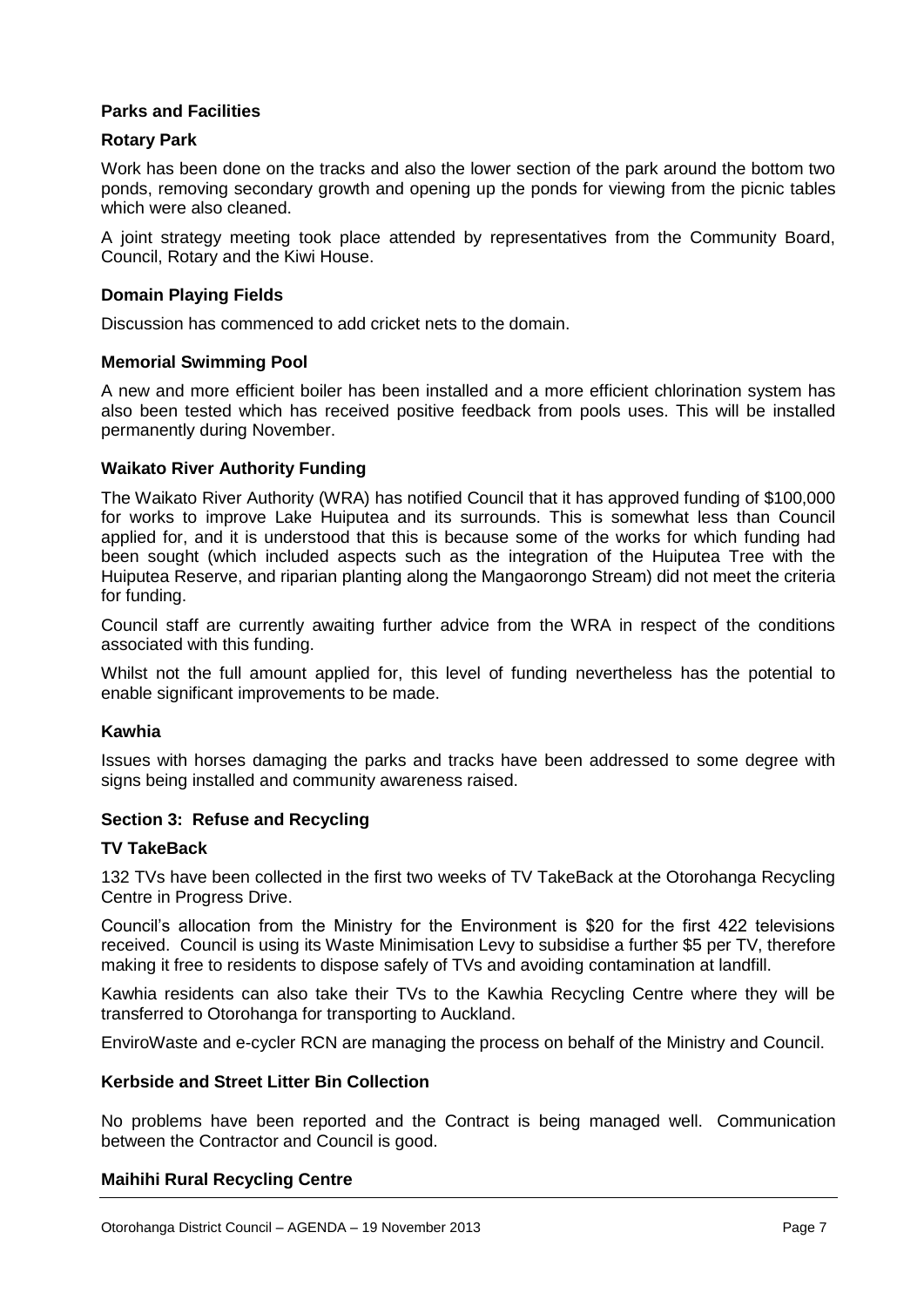**Parks and Facilities**

**Rotary Park**

Work has been done on the tracks and also the lower section of the park around the bottom two ponds, removing secondary growth and opening up the ponds for viewing from the picnic tables which were also cleaned.

A joint strategy meeting took place attended by representatives from the Community Board, Council, Rotary and the Kiwi House.

**Domain Playing Fields**

Discussion has commenced to add cricket nets to the domain.

**Memorial Swimming Pool**

A new and more efficient boiler has been installed and a more efficient chlorination system has also been tested which has received positive feedback from pools uses. This will be installed permanently during November.

**Waikato River Authority Funding**

The Waikato River Authority (WRA) has notified Council that it has approved funding of $100,000 for works to improve Lake Huiputea and its surrounds. This is somewhat less than Council applied for, and it is understood that this is because some of the works for which funding had been sought (which included aspects such as the integration of the Huiputea Tree with the Huiputea Reserve, and riparian planting along the Mangaorongo Stream) did not meet the criteria for funding.

Council staff are currently awaiting further advice from the WRA in respect of the conditions associated with this funding.

Whilst not the full amount applied for, this level of funding nevertheless has the potential to enable significant improvements to be made.

**Kawhia**

Issues with horses damaging the parks and tracks have been addressed to some degree with signs being installed and community awareness raised.

**Section 3: Refuse and Recycling**

**TV TakeBack**

132 TVs have been collected in the first two weeks of TV TakeBack at the Otorohanga Recycling Centre in Progress Drive.

Council's allocation from the Ministry for the Environment is $20 for the first 422 televisions received. Council is using its Waste Minimisation Levy to subsidise a further $5 per TV, therefore making it free to residents to dispose safely of TVs and avoiding contamination at landfill.

Kawhia residents can also take their TVs to the Kawhia Recycling Centre where they will be transferred to Otorohanga for transporting to Auckland.

EnviroWaste and e-cycler RCN are managing the process on behalf of the Ministry and Council.

**Kerbside and Street Litter Bin Collection**

No problems have been reported and the Contract is being managed well. Communication between the Contractor and Council is good.

**Maihihi Rural Recycling Centre**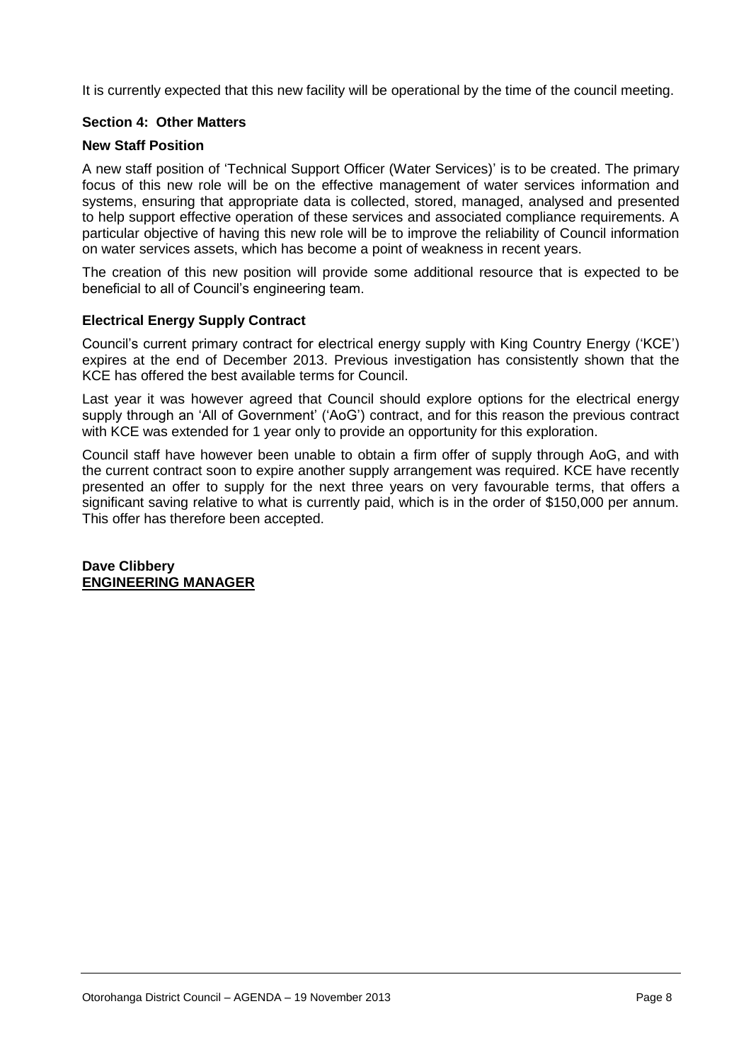It is currently expected that this new facility will be operational by the time of the council meeting.

**Section 4: Other Matters**

**New Staff Position**

A new staff position of 'Technical Support Officer (Water Services)' is to be created. The primary focus of this new role will be on the effective management of water services information and systems, ensuring that appropriate data is collected, stored, managed, analysed and presented to help support effective operation of these services and associated compliance requirements. A particular objective of having this new role will be to improve the reliability of Council information on water services assets, which has become a point of weakness in recent years.

The creation of this new position will provide some additional resource that is expected to be beneficial to all of Council's engineering team.

**Electrical Energy Supply Contract**

Council's current primary contract for electrical energy supply with King Country Energy ('KCE') expires at the end of December 2013. Previous investigation has consistently shown that the KCE has offered the best available terms for Council.

Last year it was however agreed that Council should explore options for the electrical energy supply through an 'All of Government' ('AoG') contract, and for this reason the previous contract with KCE was extended for 1 year only to provide an opportunity for this exploration.

Council staff have however been unable to obtain a firm offer of supply through AoG, and with the current contract soon to expire another supply arrangement was required. KCE have recently presented an offer to supply for the next three years on very favourable terms, that offers a significant saving relative to what is currently paid, which is in the order of $150,000 per annum. This offer has therefore been accepted.

**Dave Clibbery**
**ENGINEERING MANAGER**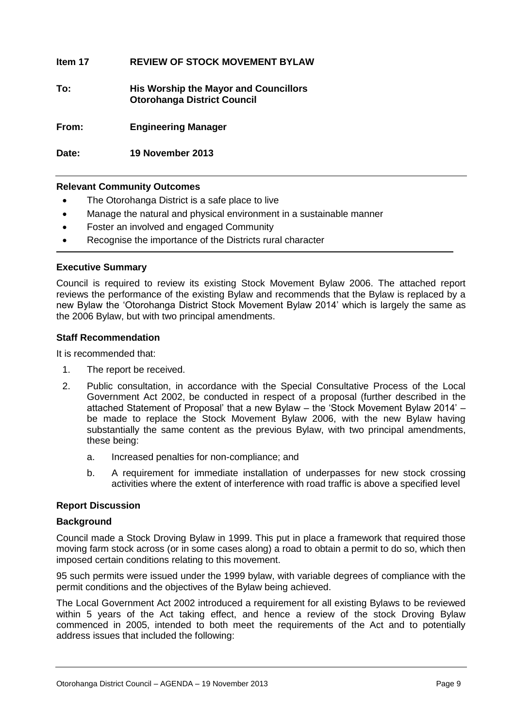**Item 17 REVIEW OF STOCK MOVEMENT BYLAW**

**To: His Worship the Mayor and Councillors Otorohanga District Council**

**From: Engineering Manager**

**Date: 19 November 2013**

**Relevant Community Outcomes**

- The Otorohanga District is a safe place to live
- Manage the natural and physical environment in a sustainable manner
- Foster an involved and engaged Community
- Recognise the importance of the Districts rural character

**Executive Summary**

Council is required to review its existing Stock Movement Bylaw 2006. The attached report reviews the performance of the existing Bylaw and recommends that the Bylaw is replaced by a new Bylaw the 'Otorohanga District Stock Movement Bylaw 2014' which is largely the same as the 2006 Bylaw, but with two principal amendments.

**Staff Recommendation**

It is recommended that:

1. The report be received.
2. Public consultation, in accordance with the Special Consultative Process of the Local Government Act 2002, be conducted in respect of a proposal (further described in the attached Statement of Proposal' that a new Bylaw – the 'Stock Movement Bylaw 2014' – be made to replace the Stock Movement Bylaw 2006, with the new Bylaw having substantially the same content as the previous Bylaw, with two principal amendments, these being:
   a. Increased penalties for non-compliance; and
   b. A requirement for immediate installation of underpasses for new stock crossing activities where the extent of interference with road traffic is above a specified level

**Report Discussion**

**Background**

Council made a Stock Droving Bylaw in 1999. This put in place a framework that required those moving farm stock across (or in some cases along) a road to obtain a permit to do so, which then imposed certain conditions relating to this movement.

95 such permits were issued under the 1999 bylaw, with variable degrees of compliance with the permit conditions and the objectives of the Bylaw being achieved.

The Local Government Act 2002 introduced a requirement for all existing Bylaws to be reviewed within 5 years of the Act taking effect, and hence a review of the stock Droving Bylaw commenced in 2005, intended to both meet the requirements of the Act and to potentially address issues that included the following: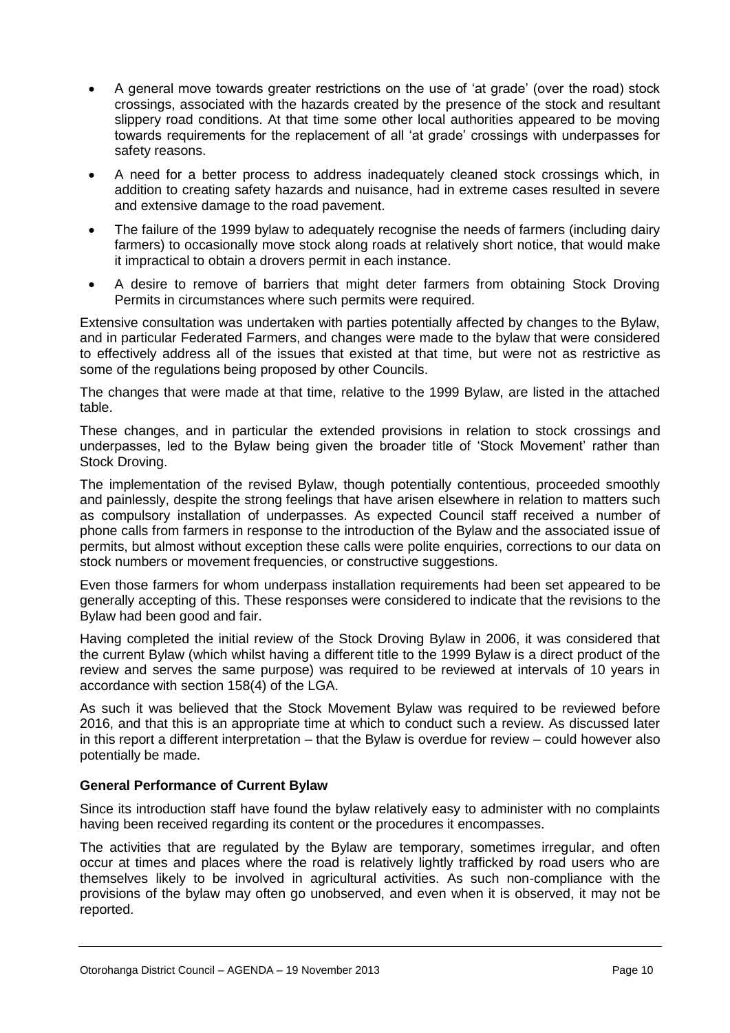- A general move towards greater restrictions on the use of 'at grade' (over the road) stock crossings, associated with the hazards created by the presence of the stock and resultant slippery road conditions. At that time some other local authorities appeared to be moving towards requirements for the replacement of all 'at grade' crossings with underpasses for safety reasons.
- A need for a better process to address inadequately cleaned stock crossings which, in addition to creating safety hazards and nuisance, had in extreme cases resulted in severe and extensive damage to the road pavement.
- The failure of the 1999 bylaw to adequately recognise the needs of farmers (including dairy farmers) to occasionally move stock along roads at relatively short notice, that would make it impractical to obtain a drovers permit in each instance.
- A desire to remove of barriers that might deter farmers from obtaining Stock Droving Permits in circumstances where such permits were required.

Extensive consultation was undertaken with parties potentially affected by changes to the Bylaw, and in particular Federated Farmers, and changes were made to the bylaw that were considered to effectively address all of the issues that existed at that time, but were not as restrictive as some of the regulations being proposed by other Councils.

The changes that were made at that time, relative to the 1999 Bylaw, are listed in the attached table.

These changes, and in particular the extended provisions in relation to stock crossings and underpasses, led to the Bylaw being given the broader title of 'Stock Movement' rather than Stock Droving.

The implementation of the revised Bylaw, though potentially contentious, proceeded smoothly and painlessly, despite the strong feelings that have arisen elsewhere in relation to matters such as compulsory installation of underpasses. As expected Council staff received a number of phone calls from farmers in response to the introduction of the Bylaw and the associated issue of permits, but almost without exception these calls were polite enquiries, corrections to our data on stock numbers or movement frequencies, or constructive suggestions.

Even those farmers for whom underpass installation requirements had been set appeared to be generally accepting of this. These responses were considered to indicate that the revisions to the Bylaw had been good and fair.

Having completed the initial review of the Stock Droving Bylaw in 2006, it was considered that the current Bylaw (which whilst having a different title to the 1999 Bylaw is a direct product of the review and serves the same purpose) was required to be reviewed at intervals of 10 years in accordance with section 158(4) of the LGA.

As such it was believed that the Stock Movement Bylaw was required to be reviewed before 2016, and that this is an appropriate time at which to conduct such a review. As discussed later in this report a different interpretation – that the Bylaw is overdue for review – could however also potentially be made.

**General Performance of Current Bylaw**

Since its introduction staff have found the bylaw relatively easy to administer with no complaints having been received regarding its content or the procedures it encompasses.

The activities that are regulated by the Bylaw are temporary, sometimes irregular, and often occur at times and places where the road is relatively lightly trafficked by road users who are themselves likely to be involved in agricultural activities. As such non-compliance with the provisions of the bylaw may often go unobserved, and even when it is observed, it may not be reported.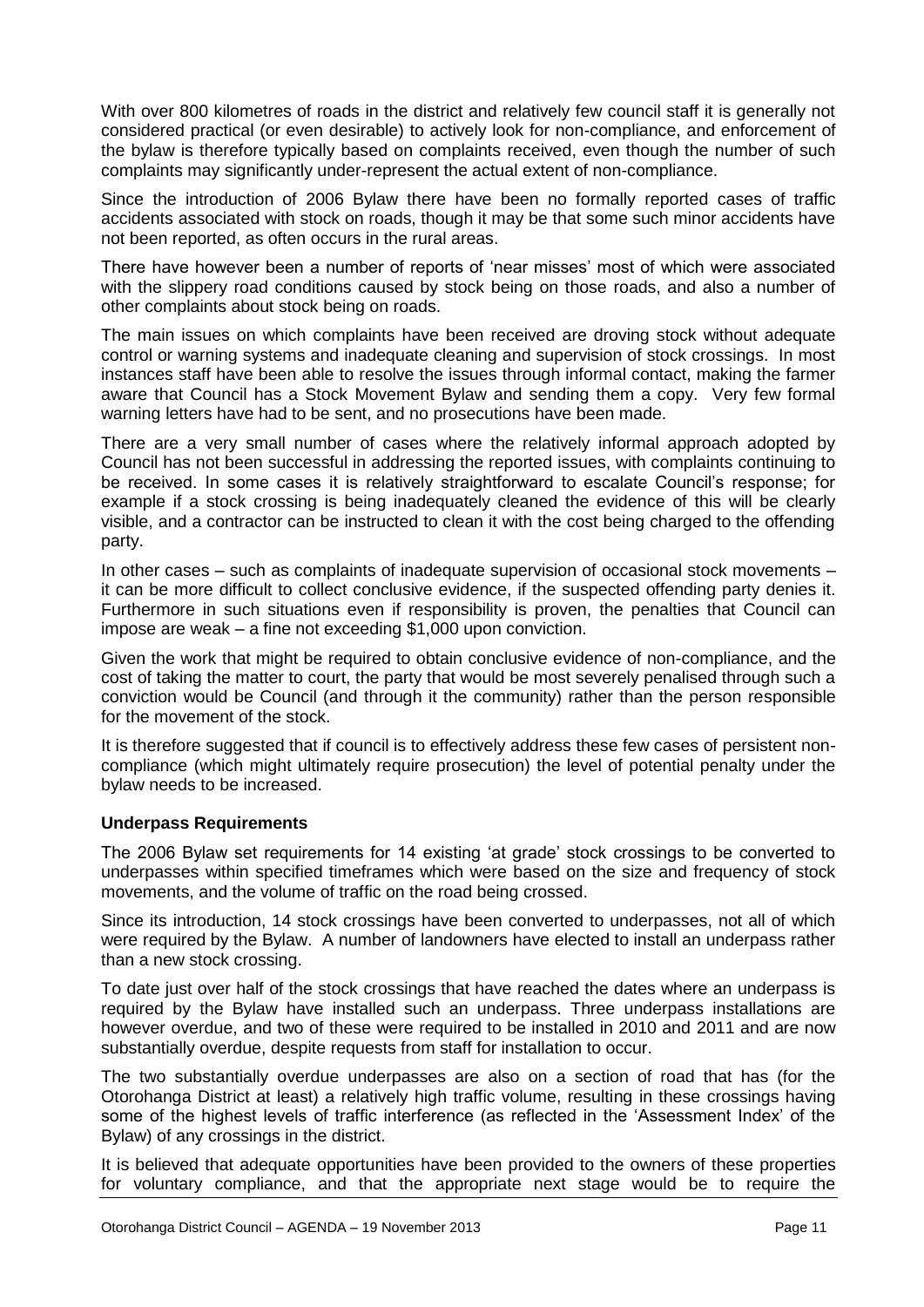With over 800 kilometres of roads in the district and relatively few council staff it is generally not considered practical (or even desirable) to actively look for non-compliance, and enforcement of the bylaw is therefore typically based on complaints received, even though the number of such complaints may significantly under-represent the actual extent of non-compliance.

Since the introduction of 2006 Bylaw there have been no formally reported cases of traffic accidents associated with stock on roads, though it may be that some such minor accidents have not been reported, as often occurs in the rural areas.

There have however been a number of reports of 'near misses' most of which were associated with the slippery road conditions caused by stock being on those roads, and also a number of other complaints about stock being on roads.

The main issues on which complaints have been received are droving stock without adequate control or warning systems and inadequate cleaning and supervision of stock crossings. In most instances staff have been able to resolve the issues through informal contact, making the farmer aware that Council has a Stock Movement Bylaw and sending them a copy. Very few formal warning letters have had to be sent, and no prosecutions have been made.

There are a very small number of cases where the relatively informal approach adopted by Council has not been successful in addressing the reported issues, with complaints continuing to be received. In some cases it is relatively straightforward to escalate Council's response; for example if a stock crossing is being inadequately cleaned the evidence of this will be clearly visible, and a contractor can be instructed to clean it with the cost being charged to the offending party.

In other cases – such as complaints of inadequate supervision of occasional stock movements – it can be more difficult to collect conclusive evidence, if the suspected offending party denies it. Furthermore in such situations even if responsibility is proven, the penalties that Council can impose are weak – a fine not exceeding $1,000 upon conviction.

Given the work that might be required to obtain conclusive evidence of non-compliance, and the cost of taking the matter to court, the party that would be most severely penalised through such a conviction would be Council (and through it the community) rather than the person responsible for the movement of the stock.

It is therefore suggested that if council is to effectively address these few cases of persistent non-compliance (which might ultimately require prosecution) the level of potential penalty under the bylaw needs to be increased.

**Underpass Requirements**

The 2006 Bylaw set requirements for 14 existing 'at grade' stock crossings to be converted to underpasses within specified timeframes which were based on the size and frequency of stock movements, and the volume of traffic on the road being crossed.

Since its introduction, 14 stock crossings have been converted to underpasses, not all of which were required by the Bylaw. A number of landowners have elected to install an underpass rather than a new stock crossing.

To date just over half of the stock crossings that have reached the dates where an underpass is required by the Bylaw have installed such an underpass. Three underpass installations are however overdue, and two of these were required to be installed in 2010 and 2011 and are now substantially overdue, despite requests from staff for installation to occur.

The two substantially overdue underpasses are also on a section of road that has (for the Otorohanga District at least) a relatively high traffic volume, resulting in these crossings having some of the highest levels of traffic interference (as reflected in the 'Assessment Index' of the Bylaw) of any crossings in the district.

It is believed that adequate opportunities have been provided to the owners of these properties for voluntary compliance, and that the appropriate next stage would be to require the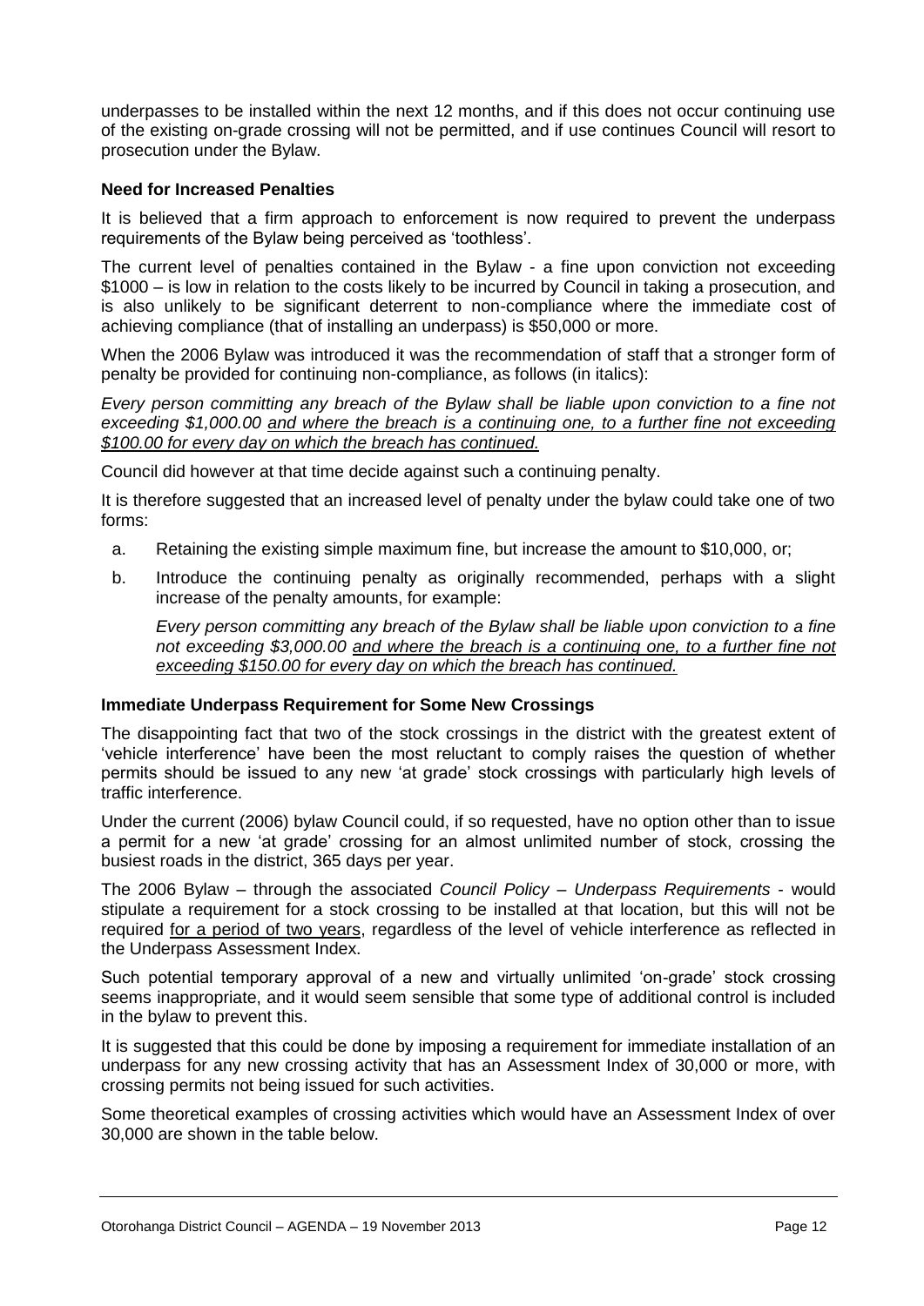underpasses to be installed within the next 12 months, and if this does not occur continuing use of the existing on-grade crossing will not be permitted, and if use continues Council will resort to prosecution under the Bylaw.

**Need for Increased Penalties**

It is believed that a firm approach to enforcement is now required to prevent the underpass requirements of the Bylaw being perceived as 'toothless'.

The current level of penalties contained in the Bylaw - a fine upon conviction not exceeding $1000 – is low in relation to the costs likely to be incurred by Council in taking a prosecution, and is also unlikely to be significant deterrent to non-compliance where the immediate cost of achieving compliance (that of installing an underpass) is $50,000 or more.

When the 2006 Bylaw was introduced it was the recommendation of staff that a stronger form of penalty be provided for continuing non-compliance, as follows (in italics):

*Every person committing any breach of the Bylaw shall be liable upon conviction to a fine not exceeding $1,000.00 <u>and where the breach is a continuing one, to a further fine not exceeding $100.00 for every day on which the breach has continued.</u>*

Council did however at that time decide against such a continuing penalty.

It is therefore suggested that an increased level of penalty under the bylaw could take one of two forms:

a. Retaining the existing simple maximum fine, but increase the amount to $10,000, or;

b. Introduce the continuing penalty as originally recommended, perhaps with a slight increase of the penalty amounts, for example:

   *Every person committing any breach of the Bylaw shall be liable upon conviction to a fine not exceeding $3,000.00 <u>and where the breach is a continuing one, to a further fine not exceeding $150.00 for every day on which the breach has continued.</u>*

**Immediate Underpass Requirement for Some New Crossings**

The disappointing fact that two of the stock crossings in the district with the greatest extent of 'vehicle interference' have been the most reluctant to comply raises the question of whether permits should be issued to any new 'at grade' stock crossings with particularly high levels of traffic interference.

Under the current (2006) bylaw Council could, if so requested, have no option other than to issue a permit for a new 'at grade' crossing for an almost unlimited number of stock, crossing the busiest roads in the district, 365 days per year.

The 2006 Bylaw – through the associated *Council Policy – Underpass Requirements* - would stipulate a requirement for a stock crossing to be installed at that location, but this will not be required <u>for a period of two years</u>, regardless of the level of vehicle interference as reflected in the Underpass Assessment Index.

Such potential temporary approval of a new and virtually unlimited 'on-grade' stock crossing seems inappropriate, and it would seem sensible that some type of additional control is included in the bylaw to prevent this.

It is suggested that this could be done by imposing a requirement for immediate installation of an underpass for any new crossing activity that has an Assessment Index of 30,000 or more, with crossing permits not being issued for such activities.

Some theoretical examples of crossing activities which would have an Assessment Index of over 30,000 are shown in the table below.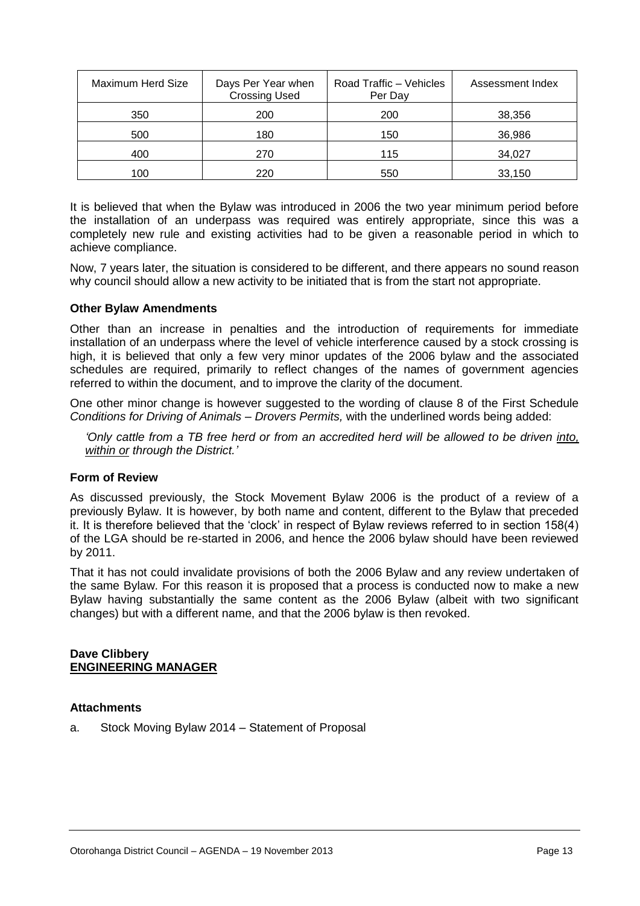| Maximum Herd Size | Days Per Year when Crossing Used | Road Traffic – Vehicles Per Day | Assessment Index |
|---|---|---|---|
| 350 | 200 | 200 | 38,356 |
| 500 | 180 | 150 | 36,986 |
| 400 | 270 | 115 | 34,027 |
| 100 | 220 | 550 | 33,150 |

It is believed that when the Bylaw was introduced in 2006 the two year minimum period before the installation of an underpass was required was entirely appropriate, since this was a completely new rule and existing activities had to be given a reasonable period in which to achieve compliance.

Now, 7 years later, the situation is considered to be different, and there appears no sound reason why council should allow a new activity to be initiated that is from the start not appropriate.

**Other Bylaw Amendments**

Other than an increase in penalties and the introduction of requirements for immediate installation of an underpass where the level of vehicle interference caused by a stock crossing is high, it is believed that only a few very minor updates of the 2006 bylaw and the associated schedules are required, primarily to reflect changes of the names of government agencies referred to within the document, and to improve the clarity of the document.

One other minor change is however suggested to the wording of clause 8 of the First Schedule *Conditions for Driving of Animals – Drovers Permits,* with the underlined words being added:

*'Only cattle from a TB free herd or from an accredited herd will be allowed to be driven <u>into, within or</u> through the District.'*

**Form of Review**

As discussed previously, the Stock Movement Bylaw 2006 is the product of a review of a previously Bylaw. It is however, by both name and content, different to the Bylaw that preceded it. It is therefore believed that the 'clock' in respect of Bylaw reviews referred to in section 158(4) of the LGA should be re-started in 2006, and hence the 2006 bylaw should have been reviewed by 2011.

That it has not could invalidate provisions of both the 2006 Bylaw and any review undertaken of the same Bylaw. For this reason it is proposed that a process is conducted now to make a new Bylaw having substantially the same content as the 2006 Bylaw (albeit with two significant changes) but with a different name, and that the 2006 bylaw is then revoked.

**Dave Clibbery**
**<u>ENGINEERING MANAGER</u>**

**Attachments**

a. Stock Moving Bylaw 2014 – Statement of Proposal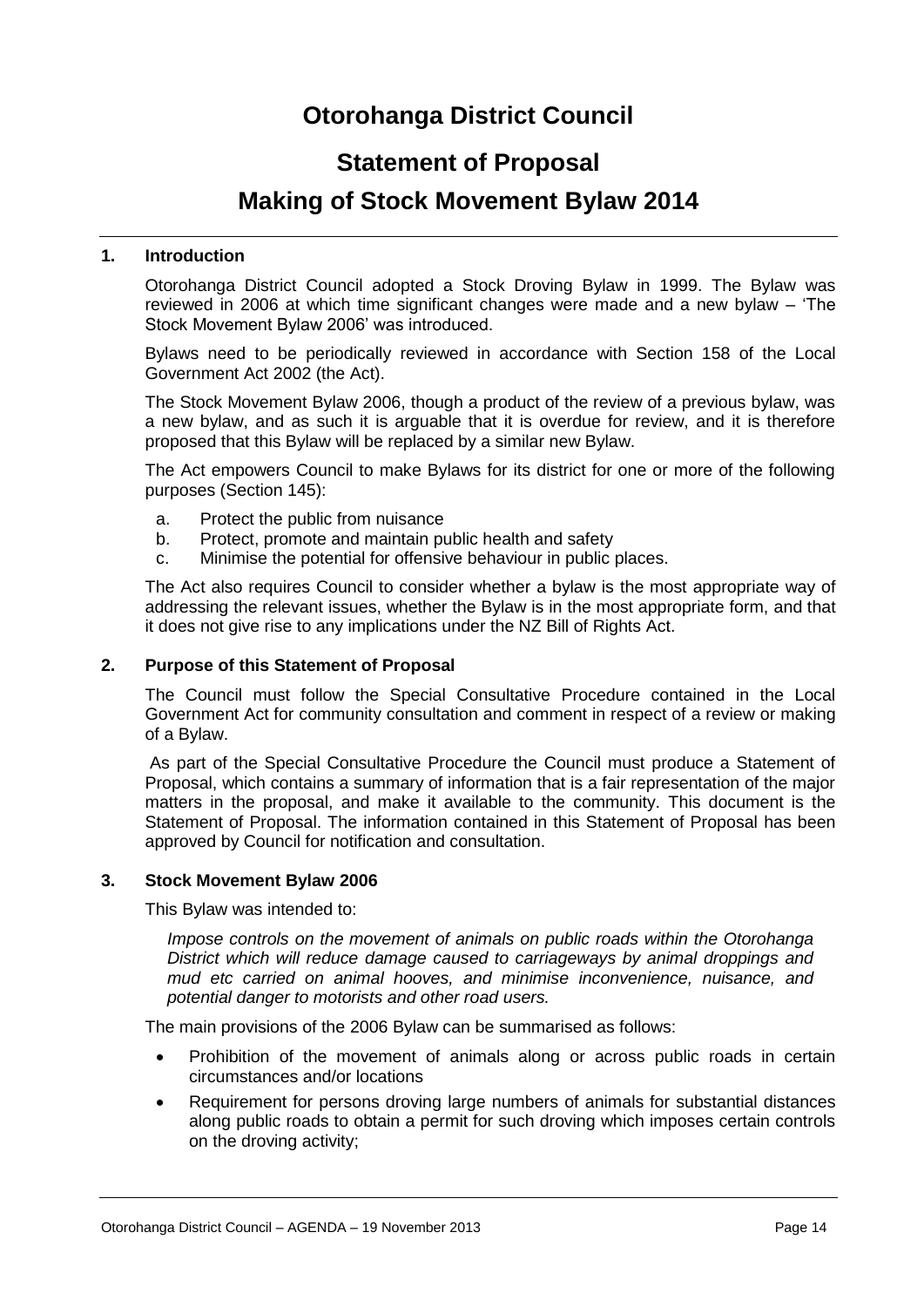# Otorohanga District Council

## Statement of Proposal

## Making of Stock Movement Bylaw 2014

### 1. Introduction

Otorohanga District Council adopted a Stock Droving Bylaw in 1999. The Bylaw was reviewed in 2006 at which time significant changes were made and a new bylaw – 'The Stock Movement Bylaw 2006' was introduced.

Bylaws need to be periodically reviewed in accordance with Section 158 of the Local Government Act 2002 (the Act).

The Stock Movement Bylaw 2006, though a product of the review of a previous bylaw, was a new bylaw, and as such it is arguable that it is overdue for review, and it is therefore proposed that this Bylaw will be replaced by a similar new Bylaw.

The Act empowers Council to make Bylaws for its district for one or more of the following purposes (Section 145):

a. Protect the public from nuisance
b. Protect, promote and maintain public health and safety
c. Minimise the potential for offensive behaviour in public places.

The Act also requires Council to consider whether a bylaw is the most appropriate way of addressing the relevant issues, whether the Bylaw is in the most appropriate form, and that it does not give rise to any implications under the NZ Bill of Rights Act.

### 2. Purpose of this Statement of Proposal

The Council must follow the Special Consultative Procedure contained in the Local Government Act for community consultation and comment in respect of a review or making of a Bylaw.

As part of the Special Consultative Procedure the Council must produce a Statement of Proposal, which contains a summary of information that is a fair representation of the major matters in the proposal, and make it available to the community. This document is the Statement of Proposal. The information contained in this Statement of Proposal has been approved by Council for notification and consultation.

### 3. Stock Movement Bylaw 2006

This Bylaw was intended to:

*Impose controls on the movement of animals on public roads within the Otorohanga District which will reduce damage caused to carriageways by animal droppings and mud etc carried on animal hooves, and minimise inconvenience, nuisance, and potential danger to motorists and other road users.*

The main provisions of the 2006 Bylaw can be summarised as follows:

- Prohibition of the movement of animals along or across public roads in certain circumstances and/or locations
- Requirement for persons droving large numbers of animals for substantial distances along public roads to obtain a permit for such droving which imposes certain controls on the droving activity;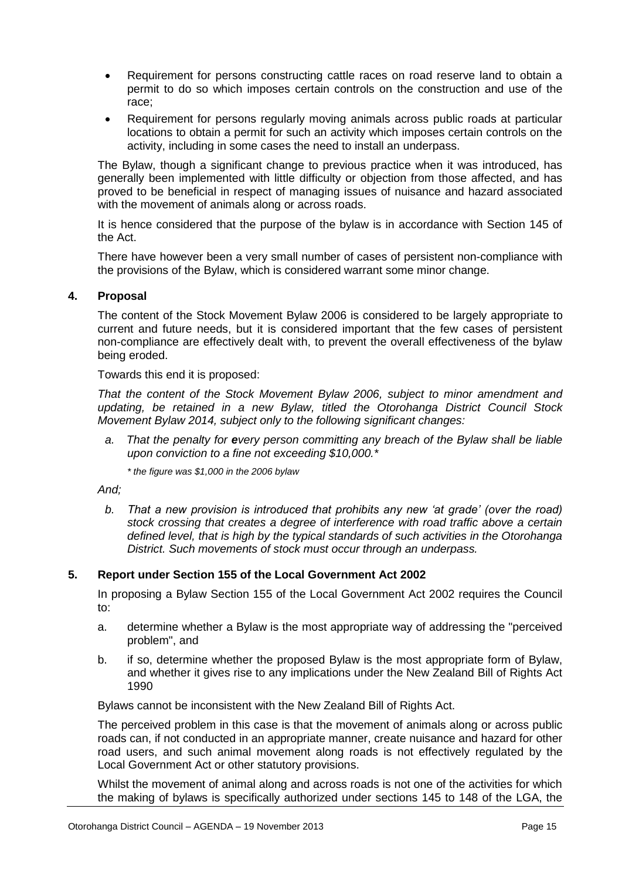- Requirement for persons constructing cattle races on road reserve land to obtain a permit to do so which imposes certain controls on the construction and use of the race;
- Requirement for persons regularly moving animals across public roads at particular locations to obtain a permit for such an activity which imposes certain controls on the activity, including in some cases the need to install an underpass.

The Bylaw, though a significant change to previous practice when it was introduced, has generally been implemented with little difficulty or objection from those affected, and has proved to be beneficial in respect of managing issues of nuisance and hazard associated with the movement of animals along or across roads.

It is hence considered that the purpose of the bylaw is in accordance with Section 145 of the Act.

There have however been a very small number of cases of persistent non-compliance with the provisions of the Bylaw, which is considered warrant some minor change.

## 4. Proposal

The content of the Stock Movement Bylaw 2006 is considered to be largely appropriate to current and future needs, but it is considered important that the few cases of persistent non-compliance are effectively dealt with, to prevent the overall effectiveness of the bylaw being eroded.

Towards this end it is proposed:

*That the content of the Stock Movement Bylaw 2006, subject to minor amendment and updating, be retained in a new Bylaw, titled the Otorohanga District Council Stock Movement Bylaw 2014, subject only to the following significant changes:*

*a. That the penalty for **e**very person committing any breach of the Bylaw shall be liable upon conviction to a fine not exceeding $10,000.**

*\* the figure was $1,000 in the 2006 bylaw*

*And;*

*b. That a new provision is introduced that prohibits any new 'at grade' (over the road) stock crossing that creates a degree of interference with road traffic above a certain defined level, that is high by the typical standards of such activities in the Otorohanga District. Such movements of stock must occur through an underpass.*

## 5. Report under Section 155 of the Local Government Act 2002

In proposing a Bylaw Section 155 of the Local Government Act 2002 requires the Council to:

a. determine whether a Bylaw is the most appropriate way of addressing the "perceived problem", and

b. if so, determine whether the proposed Bylaw is the most appropriate form of Bylaw, and whether it gives rise to any implications under the New Zealand Bill of Rights Act 1990

Bylaws cannot be inconsistent with the New Zealand Bill of Rights Act.

The perceived problem in this case is that the movement of animals along or across public roads can, if not conducted in an appropriate manner, create nuisance and hazard for other road users, and such animal movement along roads is not effectively regulated by the Local Government Act or other statutory provisions.

Whilst the movement of animal along and across roads is not one of the activities for which the making of bylaws is specifically authorized under sections 145 to 148 of the LGA, the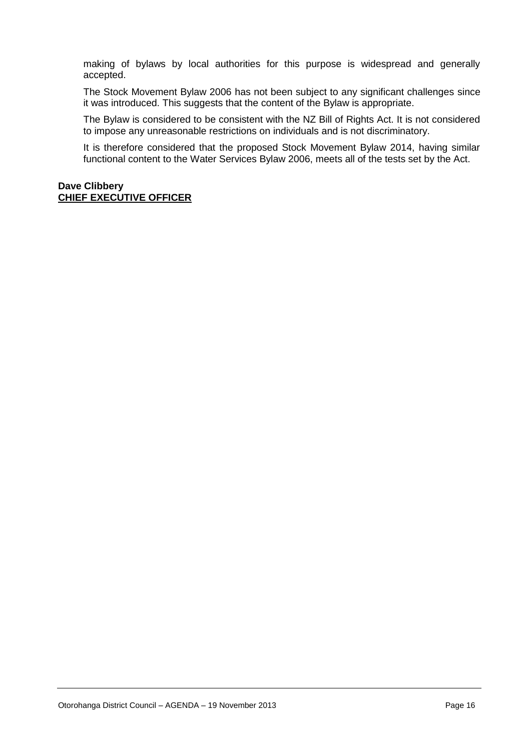making of bylaws by local authorities for this purpose is widespread and generally accepted.

The Stock Movement Bylaw 2006 has not been subject to any significant challenges since it was introduced. This suggests that the content of the Bylaw is appropriate.

The Bylaw is considered to be consistent with the NZ Bill of Rights Act. It is not considered to impose any unreasonable restrictions on individuals and is not discriminatory.

It is therefore considered that the proposed Stock Movement Bylaw 2014, having similar functional content to the Water Services Bylaw 2006, meets all of the tests set by the Act.

**Dave Clibbery**
**CHIEF EXECUTIVE OFFICER**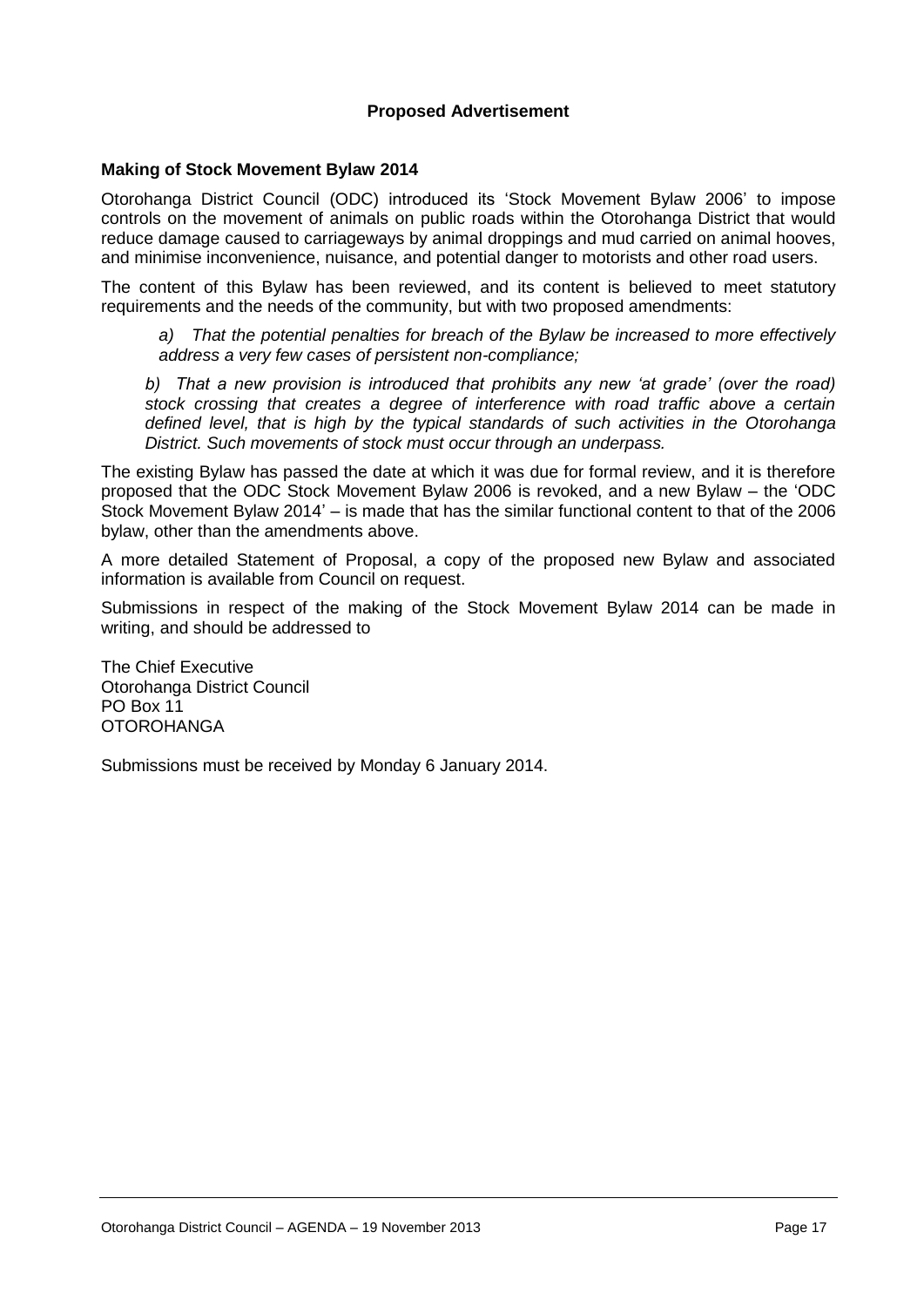**Proposed Advertisement**

**Making of Stock Movement Bylaw 2014**

Otorohanga District Council (ODC) introduced its 'Stock Movement Bylaw 2006' to impose controls on the movement of animals on public roads within the Otorohanga District that would reduce damage caused to carriageways by animal droppings and mud carried on animal hooves, and minimise inconvenience, nuisance, and potential danger to motorists and other road users.

The content of this Bylaw has been reviewed, and its content is believed to meet statutory requirements and the needs of the community, but with two proposed amendments:

*a) That the potential penalties for breach of the Bylaw be increased to more effectively address a very few cases of persistent non-compliance;*

*b) That a new provision is introduced that prohibits any new 'at grade' (over the road) stock crossing that creates a degree of interference with road traffic above a certain defined level, that is high by the typical standards of such activities in the Otorohanga District. Such movements of stock must occur through an underpass.*

The existing Bylaw has passed the date at which it was due for formal review, and it is therefore proposed that the ODC Stock Movement Bylaw 2006 is revoked, and a new Bylaw – the 'ODC Stock Movement Bylaw 2014' – is made that has the similar functional content to that of the 2006 bylaw, other than the amendments above.

A more detailed Statement of Proposal, a copy of the proposed new Bylaw and associated information is available from Council on request.

Submissions in respect of the making of the Stock Movement Bylaw 2014 can be made in writing, and should be addressed to

The Chief Executive
Otorohanga District Council
PO Box 11
OTOROHANGA

Submissions must be received by Monday 6 January 2014.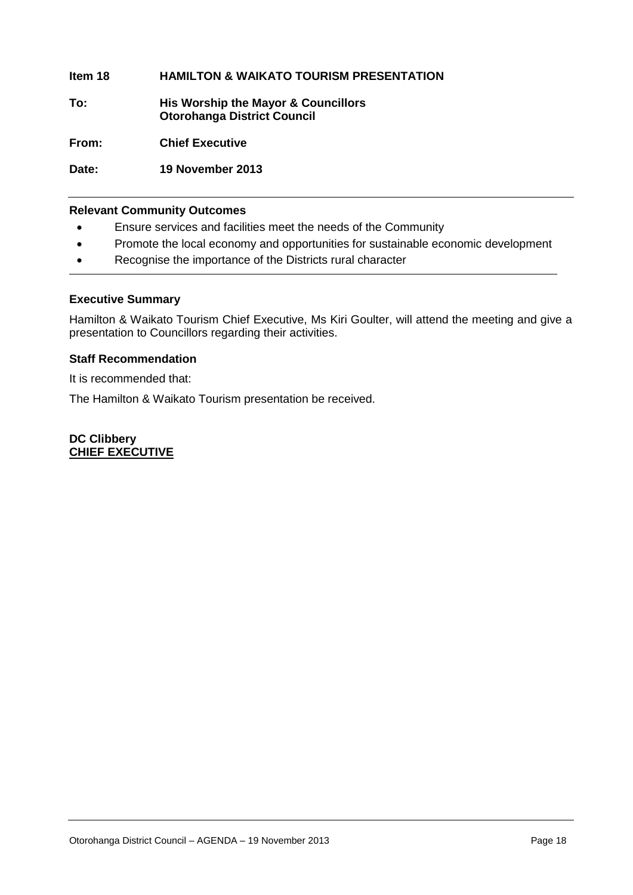**Item 18 HAMILTON & WAIKATO TOURISM PRESENTATION**

**To: His Worship the Mayor & Councillors**
**Otorohanga District Council**

**From: Chief Executive**

**Date: 19 November 2013**

---

**Relevant Community Outcomes**

- Ensure services and facilities meet the needs of the Community
- Promote the local economy and opportunities for sustainable economic development
- Recognise the importance of the Districts rural character

---

**Executive Summary**

Hamilton & Waikato Tourism Chief Executive, Ms Kiri Goulter, will attend the meeting and give a presentation to Councillors regarding their activities.

**Staff Recommendation**

It is recommended that:

The Hamilton & Waikato Tourism presentation be received.

**DC Clibbery**
**CHIEF EXECUTIVE**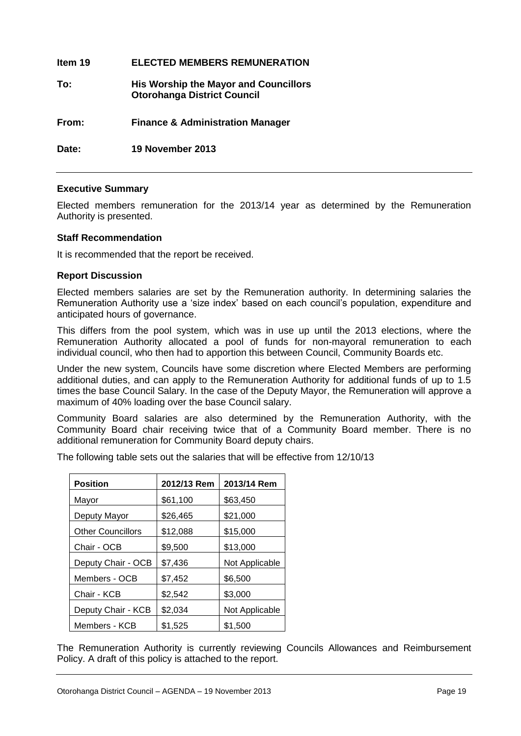**Item 19 ELECTED MEMBERS REMUNERATION**

**To: His Worship the Mayor and Councillors**
**Otorohanga District Council**

**From: Finance & Administration Manager**

**Date: 19 November 2013**

---

**Executive Summary**

Elected members remuneration for the 2013/14 year as determined by the Remuneration Authority is presented.

**Staff Recommendation**

It is recommended that the report be received.

**Report Discussion**

Elected members salaries are set by the Remuneration authority. In determining salaries the Remuneration Authority use a 'size index' based on each council's population, expenditure and anticipated hours of governance.

This differs from the pool system, which was in use up until the 2013 elections, where the Remuneration Authority allocated a pool of funds for non-mayoral remuneration to each individual council, who then had to apportion this between Council, Community Boards etc.

Under the new system, Councils have some discretion where Elected Members are performing additional duties, and can apply to the Remuneration Authority for additional funds of up to 1.5 times the base Council Salary. In the case of the Deputy Mayor, the Remuneration will approve a maximum of 40% loading over the base Council salary.

Community Board salaries are also determined by the Remuneration Authority, with the Community Board chair receiving twice that of a Community Board member. There is no additional remuneration for Community Board deputy chairs.

The following table sets out the salaries that will be effective from 12/10/13

| Position | 2012/13 Rem | 2013/14 Rem |
|---|---|---|
| Mayor | $61,100 | $63,450 |
| Deputy Mayor | $26,465 | $21,000 |
| Other Councillors | $12,088 | $15,000 |
| Chair - OCB | $9,500 | $13,000 |
| Deputy Chair - OCB | $7,436 | Not Applicable |
| Members - OCB | $7,452 | $6,500 |
| Chair - KCB | $2,542 | $3,000 |
| Deputy Chair - KCB | $2,034 | Not Applicable |
| Members - KCB | $1,525 | $1,500 |

The Remuneration Authority is currently reviewing Councils Allowances and Reimbursement Policy. A draft of this policy is attached to the report.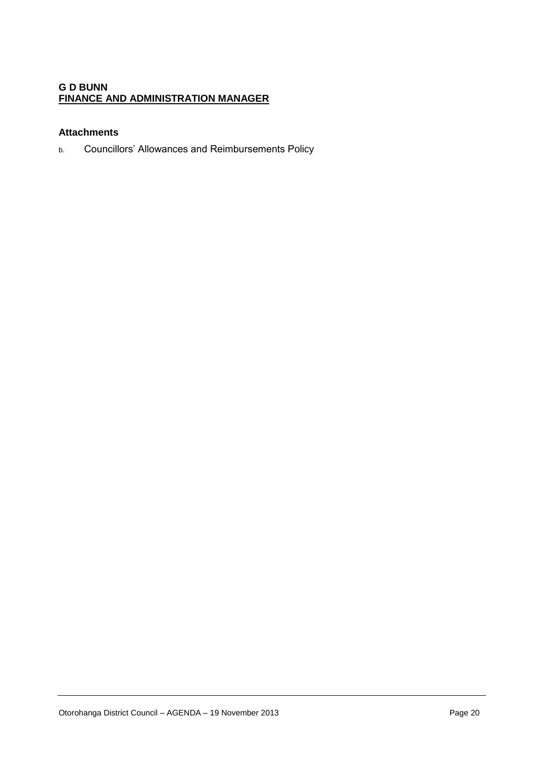**G D BUNN**
**FINANCE AND ADMINISTRATION MANAGER**

**Attachments**

b. Councillors' Allowances and Reimbursements Policy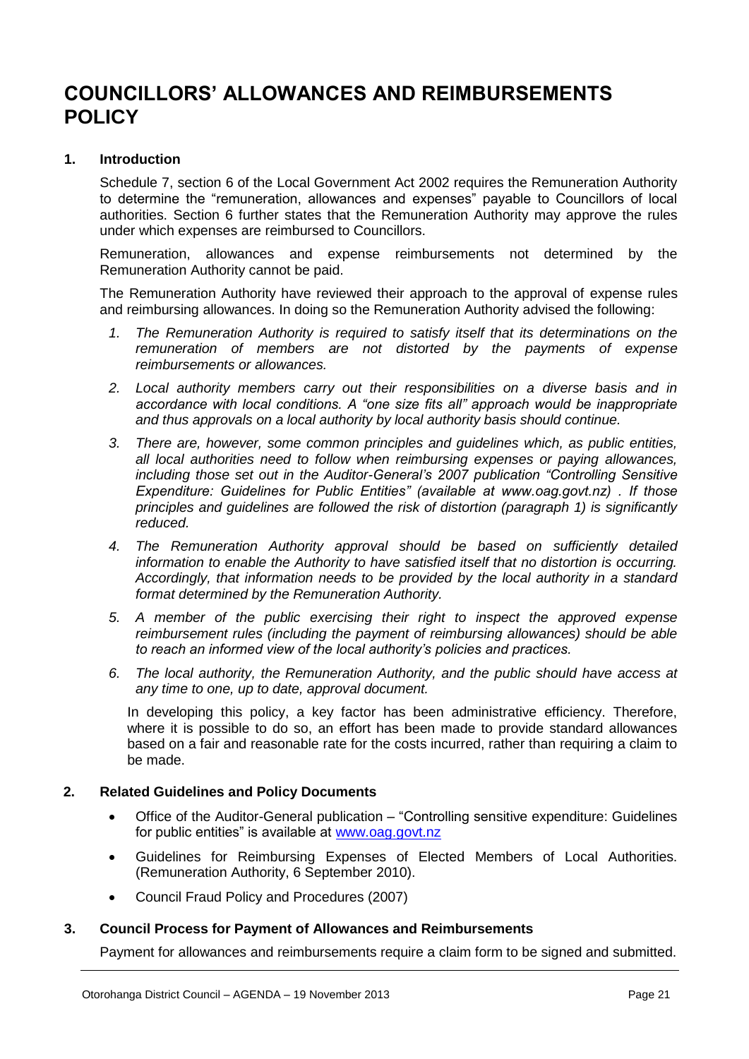# COUNCILLORS' ALLOWANCES AND REIMBURSEMENTS POLICY

## 1. Introduction

Schedule 7, section 6 of the Local Government Act 2002 requires the Remuneration Authority to determine the "remuneration, allowances and expenses" payable to Councillors of local authorities. Section 6 further states that the Remuneration Authority may approve the rules under which expenses are reimbursed to Councillors.

Remuneration, allowances and expense reimbursements not determined by the Remuneration Authority cannot be paid.

The Remuneration Authority have reviewed their approach to the approval of expense rules and reimbursing allowances. In doing so the Remuneration Authority advised the following:

1. *The Remuneration Authority is required to satisfy itself that its determinations on the remuneration of members are not distorted by the payments of expense reimbursements or allowances.*
2. *Local authority members carry out their responsibilities on a diverse basis and in accordance with local conditions. A "one size fits all" approach would be inappropriate and thus approvals on a local authority by local authority basis should continue.*
3. *There are, however, some common principles and guidelines which, as public entities, all local authorities need to follow when reimbursing expenses or paying allowances, including those set out in the Auditor-General's 2007 publication "Controlling Sensitive Expenditure: Guidelines for Public Entities" (available at www.oag.govt.nz) . If those principles and guidelines are followed the risk of distortion (paragraph 1) is significantly reduced.*
4. *The Remuneration Authority approval should be based on sufficiently detailed information to enable the Authority to have satisfied itself that no distortion is occurring. Accordingly, that information needs to be provided by the local authority in a standard format determined by the Remuneration Authority.*
5. *A member of the public exercising their right to inspect the approved expense reimbursement rules (including the payment of reimbursing allowances) should be able to reach an informed view of the local authority's policies and practices.*
6. *The local authority, the Remuneration Authority, and the public should have access at any time to one, up to date, approval document.*

In developing this policy, a key factor has been administrative efficiency. Therefore, where it is possible to do so, an effort has been made to provide standard allowances based on a fair and reasonable rate for the costs incurred, rather than requiring a claim to be made.

## 2. Related Guidelines and Policy Documents

- Office of the Auditor-General publication – "Controlling sensitive expenditure: Guidelines for public entities" is available at www.oag.govt.nz
- Guidelines for Reimbursing Expenses of Elected Members of Local Authorities. (Remuneration Authority, 6 September 2010).
- Council Fraud Policy and Procedures (2007)

## 3. Council Process for Payment of Allowances and Reimbursements

Payment for allowances and reimbursements require a claim form to be signed and submitted.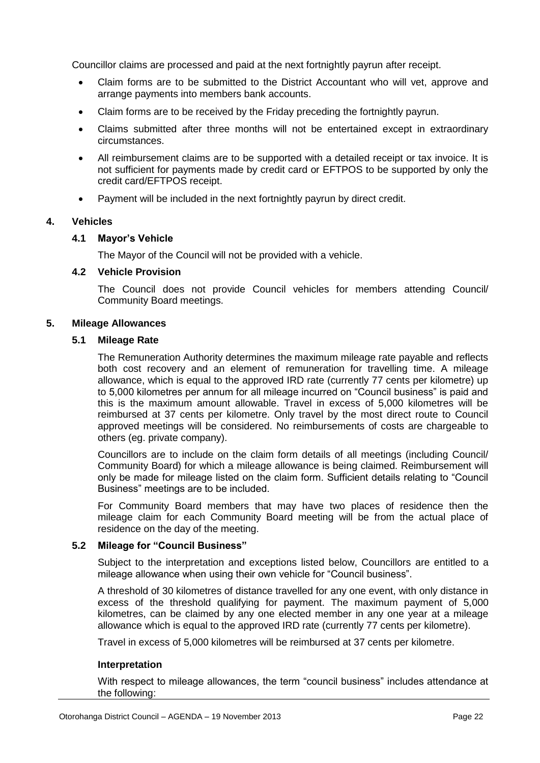Councillor claims are processed and paid at the next fortnightly payrun after receipt.

- Claim forms are to be submitted to the District Accountant who will vet, approve and arrange payments into members bank accounts.
- Claim forms are to be received by the Friday preceding the fortnightly payrun.
- Claims submitted after three months will not be entertained except in extraordinary circumstances.
- All reimbursement claims are to be supported with a detailed receipt or tax invoice. It is not sufficient for payments made by credit card or EFTPOS to be supported by only the credit card/EFTPOS receipt.
- Payment will be included in the next fortnightly payrun by direct credit.

## 4. Vehicles

### 4.1 Mayor's Vehicle

The Mayor of the Council will not be provided with a vehicle.

### 4.2 Vehicle Provision

The Council does not provide Council vehicles for members attending Council/ Community Board meetings.

## 5. Mileage Allowances

### 5.1 Mileage Rate

The Remuneration Authority determines the maximum mileage rate payable and reflects both cost recovery and an element of remuneration for travelling time. A mileage allowance, which is equal to the approved IRD rate (currently 77 cents per kilometre) up to 5,000 kilometres per annum for all mileage incurred on "Council business" is paid and this is the maximum amount allowable. Travel in excess of 5,000 kilometres will be reimbursed at 37 cents per kilometre. Only travel by the most direct route to Council approved meetings will be considered. No reimbursements of costs are chargeable to others (eg. private company).

Councillors are to include on the claim form details of all meetings (including Council/ Community Board) for which a mileage allowance is being claimed. Reimbursement will only be made for mileage listed on the claim form. Sufficient details relating to "Council Business" meetings are to be included.

For Community Board members that may have two places of residence then the mileage claim for each Community Board meeting will be from the actual place of residence on the day of the meeting.

### 5.2 Mileage for "Council Business"

Subject to the interpretation and exceptions listed below, Councillors are entitled to a mileage allowance when using their own vehicle for "Council business".

A threshold of 30 kilometres of distance travelled for any one event, with only distance in excess of the threshold qualifying for payment. The maximum payment of 5,000 kilometres, can be claimed by any one elected member in any one year at a mileage allowance which is equal to the approved IRD rate (currently 77 cents per kilometre).

Travel in excess of 5,000 kilometres will be reimbursed at 37 cents per kilometre.

**Interpretation**

With respect to mileage allowances, the term "council business" includes attendance at the following: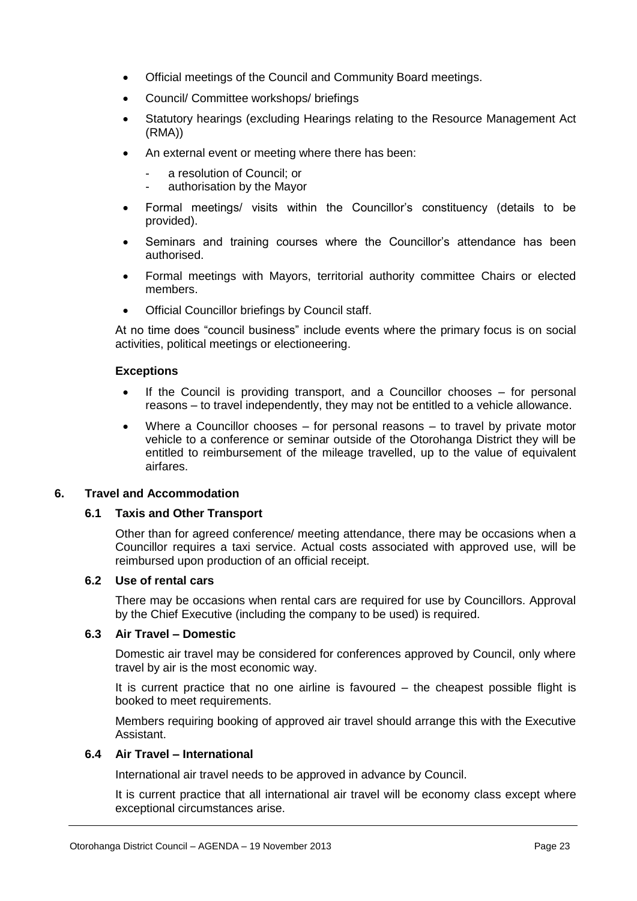- Official meetings of the Council and Community Board meetings.
- Council/ Committee workshops/ briefings
- Statutory hearings (excluding Hearings relating to the Resource Management Act (RMA))
- An external event or meeting where there has been:
  - a resolution of Council; or
  - authorisation by the Mayor
- Formal meetings/ visits within the Councillor's constituency (details to be provided).
- Seminars and training courses where the Councillor's attendance has been authorised.
- Formal meetings with Mayors, territorial authority committee Chairs or elected members.
- Official Councillor briefings by Council staff.

At no time does "council business" include events where the primary focus is on social activities, political meetings or electioneering.

**Exceptions**

- If the Council is providing transport, and a Councillor chooses – for personal reasons – to travel independently, they may not be entitled to a vehicle allowance.
- Where a Councillor chooses – for personal reasons – to travel by private motor vehicle to a conference or seminar outside of the Otorohanga District they will be entitled to reimbursement of the mileage travelled, up to the value of equivalent airfares.

## 6. Travel and Accommodation

### 6.1 Taxis and Other Transport

Other than for agreed conference/ meeting attendance, there may be occasions when a Councillor requires a taxi service. Actual costs associated with approved use, will be reimbursed upon production of an official receipt.

### 6.2 Use of rental cars

There may be occasions when rental cars are required for use by Councillors. Approval by the Chief Executive (including the company to be used) is required.

### 6.3 Air Travel – Domestic

Domestic air travel may be considered for conferences approved by Council, only where travel by air is the most economic way.

It is current practice that no one airline is favoured – the cheapest possible flight is booked to meet requirements.

Members requiring booking of approved air travel should arrange this with the Executive Assistant.

### 6.4 Air Travel – International

International air travel needs to be approved in advance by Council.

It is current practice that all international air travel will be economy class except where exceptional circumstances arise.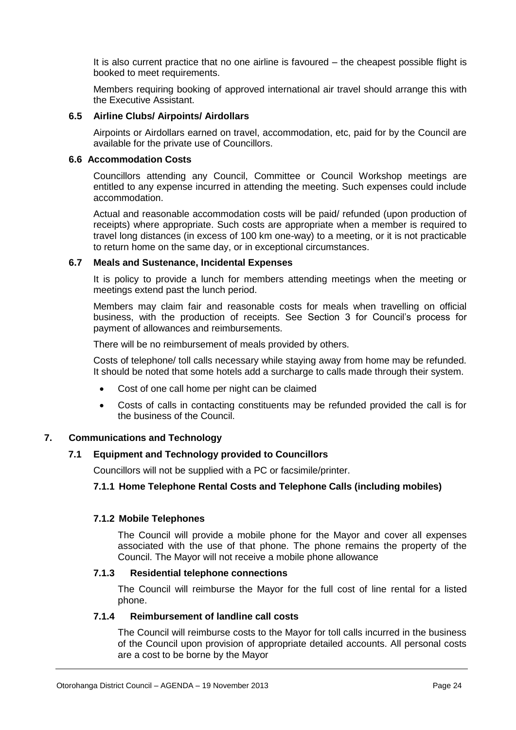It is also current practice that no one airline is favoured – the cheapest possible flight is booked to meet requirements.

Members requiring booking of approved international air travel should arrange this with the Executive Assistant.

### 6.5 Airline Clubs/ Airpoints/ Airdollars

Airpoints or Airdollars earned on travel, accommodation, etc, paid for by the Council are available for the private use of Councillors.

### 6.6 Accommodation Costs

Councillors attending any Council, Committee or Council Workshop meetings are entitled to any expense incurred in attending the meeting. Such expenses could include accommodation.

Actual and reasonable accommodation costs will be paid/ refunded (upon production of receipts) where appropriate. Such costs are appropriate when a member is required to travel long distances (in excess of 100 km one-way) to a meeting, or it is not practicable to return home on the same day, or in exceptional circumstances.

### 6.7 Meals and Sustenance, Incidental Expenses

It is policy to provide a lunch for members attending meetings when the meeting or meetings extend past the lunch period.

Members may claim fair and reasonable costs for meals when travelling on official business, with the production of receipts. See Section 3 for Council's process for payment of allowances and reimbursements.

There will be no reimbursement of meals provided by others.

Costs of telephone/ toll calls necessary while staying away from home may be refunded. It should be noted that some hotels add a surcharge to calls made through their system.

- Cost of one call home per night can be claimed
- Costs of calls in contacting constituents may be refunded provided the call is for the business of the Council.

## 7. Communications and Technology

### 7.1 Equipment and Technology provided to Councillors

Councillors will not be supplied with a PC or facsimile/printer.

#### 7.1.1 Home Telephone Rental Costs and Telephone Calls (including mobiles)

#### 7.1.2 Mobile Telephones

The Council will provide a mobile phone for the Mayor and cover all expenses associated with the use of that phone. The phone remains the property of the Council. The Mayor will not receive a mobile phone allowance

#### 7.1.3 Residential telephone connections

The Council will reimburse the Mayor for the full cost of line rental for a listed phone.

#### 7.1.4 Reimbursement of landline call costs

The Council will reimburse costs to the Mayor for toll calls incurred in the business of the Council upon provision of appropriate detailed accounts. All personal costs are a cost to be borne by the Mayor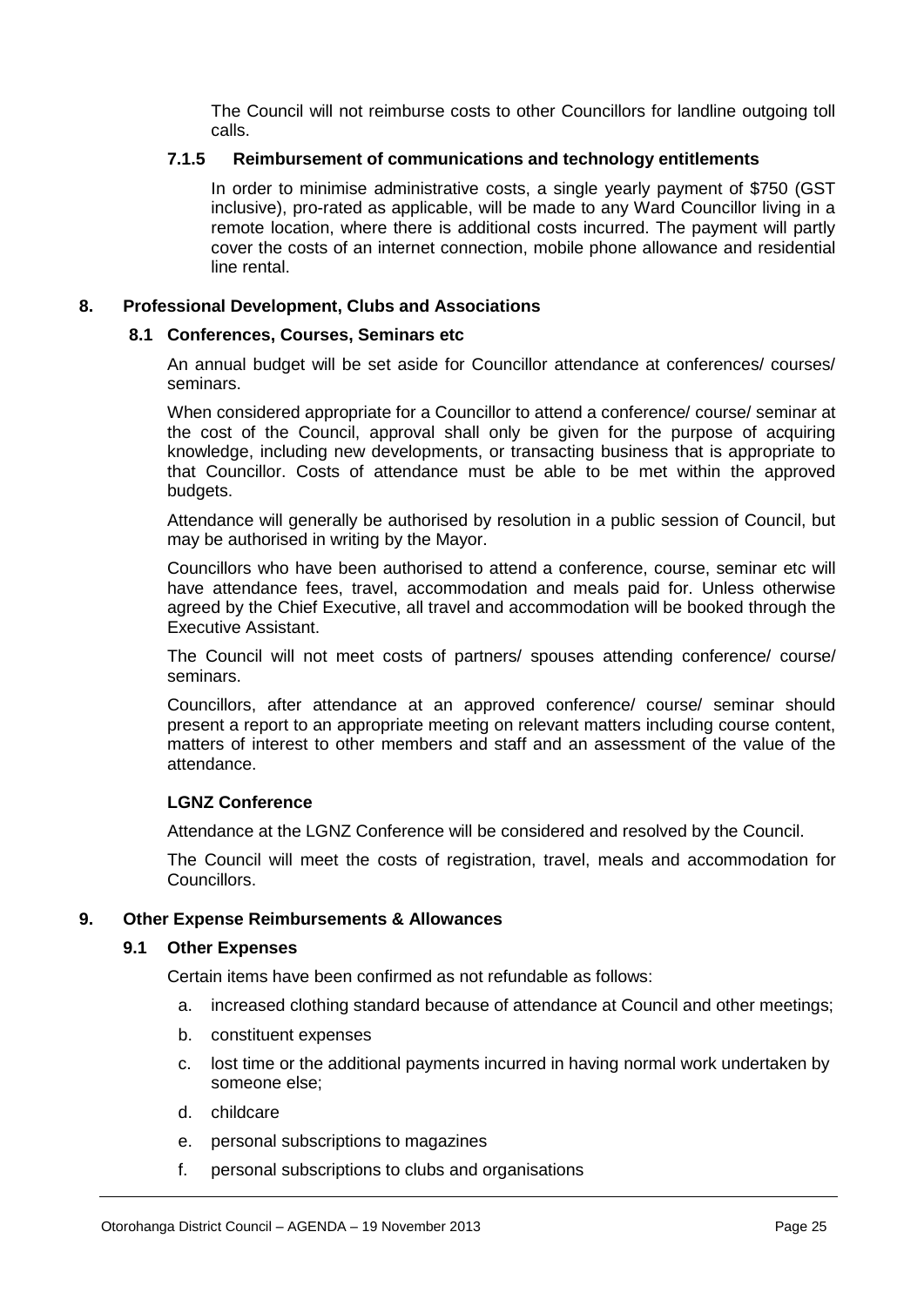The Council will not reimburse costs to other Councillors for landline outgoing toll calls.

#### 7.1.5 Reimbursement of communications and technology entitlements

In order to minimise administrative costs, a single yearly payment of $750 (GST inclusive), pro-rated as applicable, will be made to any Ward Councillor living in a remote location, where there is additional costs incurred. The payment will partly cover the costs of an internet connection, mobile phone allowance and residential line rental.

## 8. Professional Development, Clubs and Associations

### 8.1 Conferences, Courses, Seminars etc

An annual budget will be set aside for Councillor attendance at conferences/ courses/ seminars.

When considered appropriate for a Councillor to attend a conference/ course/ seminar at the cost of the Council, approval shall only be given for the purpose of acquiring knowledge, including new developments, or transacting business that is appropriate to that Councillor. Costs of attendance must be able to be met within the approved budgets.

Attendance will generally be authorised by resolution in a public session of Council, but may be authorised in writing by the Mayor.

Councillors who have been authorised to attend a conference, course, seminar etc will have attendance fees, travel, accommodation and meals paid for. Unless otherwise agreed by the Chief Executive, all travel and accommodation will be booked through the Executive Assistant.

The Council will not meet costs of partners/ spouses attending conference/ course/ seminars.

Councillors, after attendance at an approved conference/ course/ seminar should present a report to an appropriate meeting on relevant matters including course content, matters of interest to other members and staff and an assessment of the value of the attendance.

**LGNZ Conference**

Attendance at the LGNZ Conference will be considered and resolved by the Council.

The Council will meet the costs of registration, travel, meals and accommodation for Councillors.

## 9. Other Expense Reimbursements & Allowances

### 9.1 Other Expenses

Certain items have been confirmed as not refundable as follows:

a. increased clothing standard because of attendance at Council and other meetings;
b. constituent expenses
c. lost time or the additional payments incurred in having normal work undertaken by someone else;
d. childcare
e. personal subscriptions to magazines
f. personal subscriptions to clubs and organisations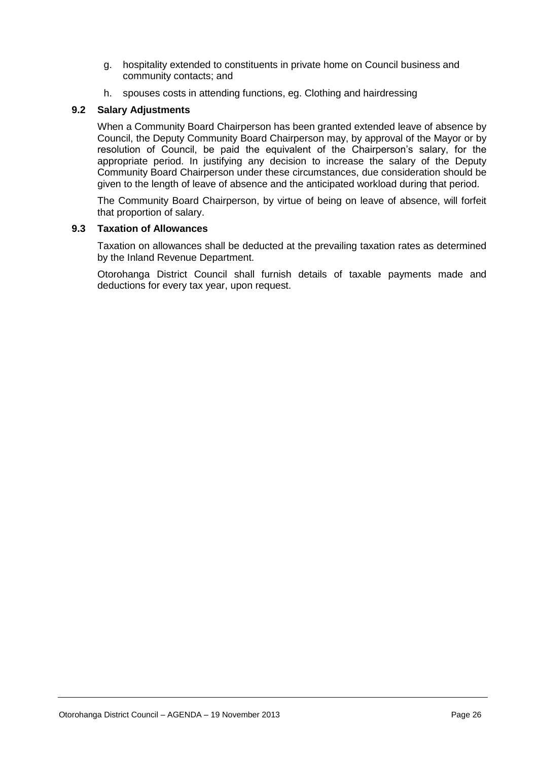g. hospitality extended to constituents in private home on Council business and community contacts; and

h. spouses costs in attending functions, eg. Clothing and hairdressing

### 9.2 Salary Adjustments

When a Community Board Chairperson has been granted extended leave of absence by Council, the Deputy Community Board Chairperson may, by approval of the Mayor or by resolution of Council, be paid the equivalent of the Chairperson's salary, for the appropriate period. In justifying any decision to increase the salary of the Deputy Community Board Chairperson under these circumstances, due consideration should be given to the length of leave of absence and the anticipated workload during that period.

The Community Board Chairperson, by virtue of being on leave of absence, will forfeit that proportion of salary.

### 9.3 Taxation of Allowances

Taxation on allowances shall be deducted at the prevailing taxation rates as determined by the Inland Revenue Department.

Otorohanga District Council shall furnish details of taxable payments made and deductions for every tax year, upon request.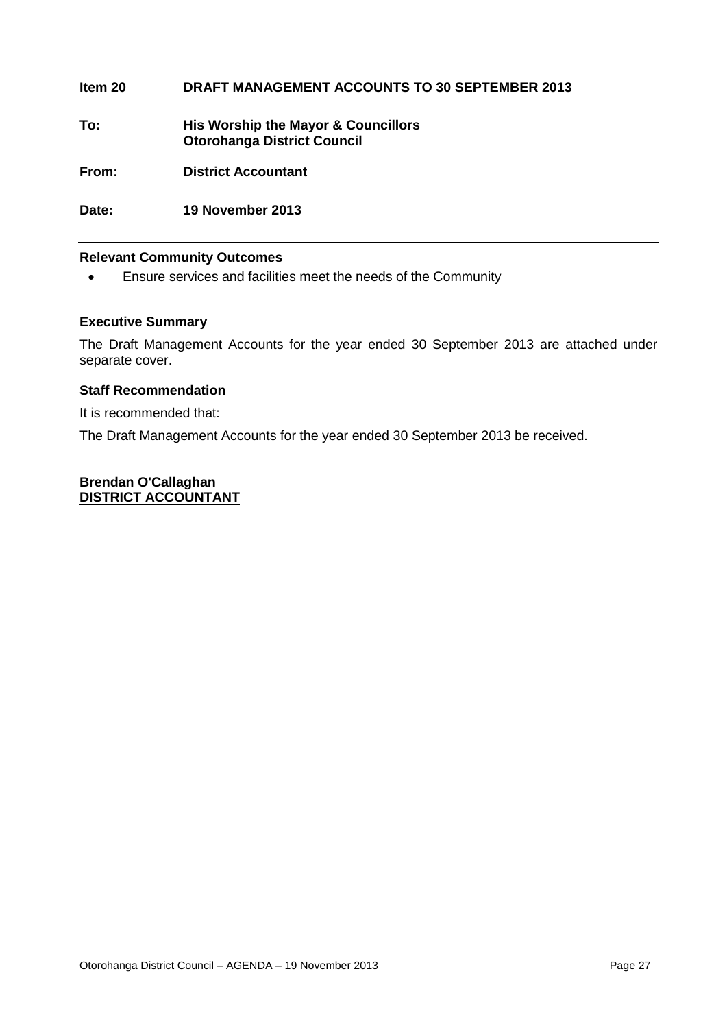**Item 20 DRAFT MANAGEMENT ACCOUNTS TO 30 SEPTEMBER 2013**

**To: His Worship the Mayor & Councillors**
**Otorohanga District Council**

**From: District Accountant**

**Date: 19 November 2013**

---

**Relevant Community Outcomes**

- Ensure services and facilities meet the needs of the Community

---

**Executive Summary**

The Draft Management Accounts for the year ended 30 September 2013 are attached under separate cover.

**Staff Recommendation**

It is recommended that:

The Draft Management Accounts for the year ended 30 September 2013 be received.

**Brendan O'Callaghan**
**DISTRICT ACCOUNTANT**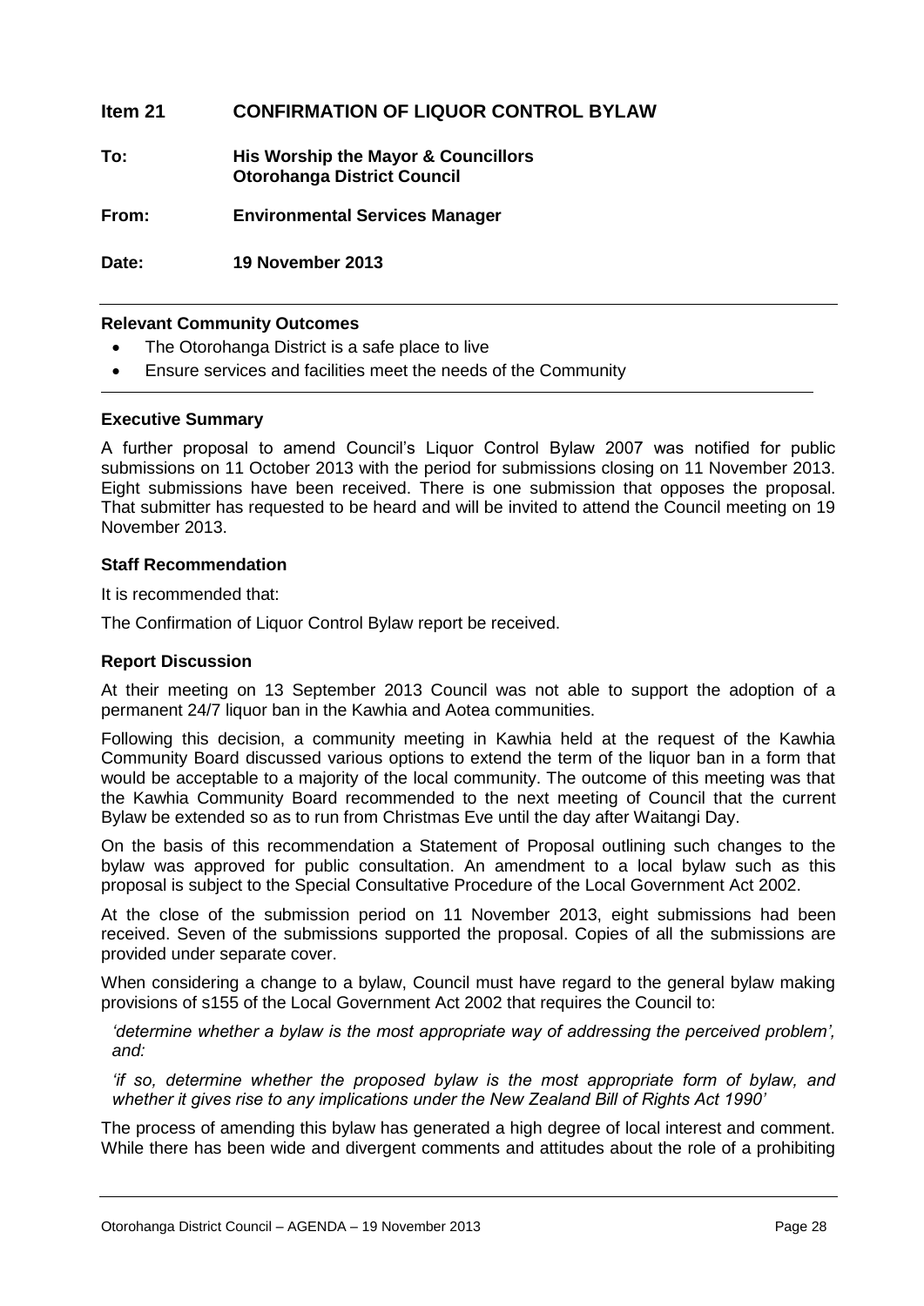## Item 21 CONFIRMATION OF LIQUOR CONTROL BYLAW

**To:** His Worship the Mayor & Councillors
Otorohanga District Council

**From:** Environmental Services Manager

**Date:** 19 November 2013

---

**Relevant Community Outcomes**

- The Otorohanga District is a safe place to live
- Ensure services and facilities meet the needs of the Community

---

**Executive Summary**

A further proposal to amend Council's Liquor Control Bylaw 2007 was notified for public submissions on 11 October 2013 with the period for submissions closing on 11 November 2013. Eight submissions have been received. There is one submission that opposes the proposal. That submitter has requested to be heard and will be invited to attend the Council meeting on 19 November 2013.

**Staff Recommendation**

It is recommended that:

The Confirmation of Liquor Control Bylaw report be received.

**Report Discussion**

At their meeting on 13 September 2013 Council was not able to support the adoption of a permanent 24/7 liquor ban in the Kawhia and Aotea communities.

Following this decision, a community meeting in Kawhia held at the request of the Kawhia Community Board discussed various options to extend the term of the liquor ban in a form that would be acceptable to a majority of the local community. The outcome of this meeting was that the Kawhia Community Board recommended to the next meeting of Council that the current Bylaw be extended so as to run from Christmas Eve until the day after Waitangi Day.

On the basis of this recommendation a Statement of Proposal outlining such changes to the bylaw was approved for public consultation. An amendment to a local bylaw such as this proposal is subject to the Special Consultative Procedure of the Local Government Act 2002.

At the close of the submission period on 11 November 2013, eight submissions had been received. Seven of the submissions supported the proposal. Copies of all the submissions are provided under separate cover.

When considering a change to a bylaw, Council must have regard to the general bylaw making provisions of s155 of the Local Government Act 2002 that requires the Council to:

> *'determine whether a bylaw is the most appropriate way of addressing the perceived problem', and:*
>
> *'if so, determine whether the proposed bylaw is the most appropriate form of bylaw, and whether it gives rise to any implications under the New Zealand Bill of Rights Act 1990'*

The process of amending this bylaw has generated a high degree of local interest and comment. While there has been wide and divergent comments and attitudes about the role of a prohibiting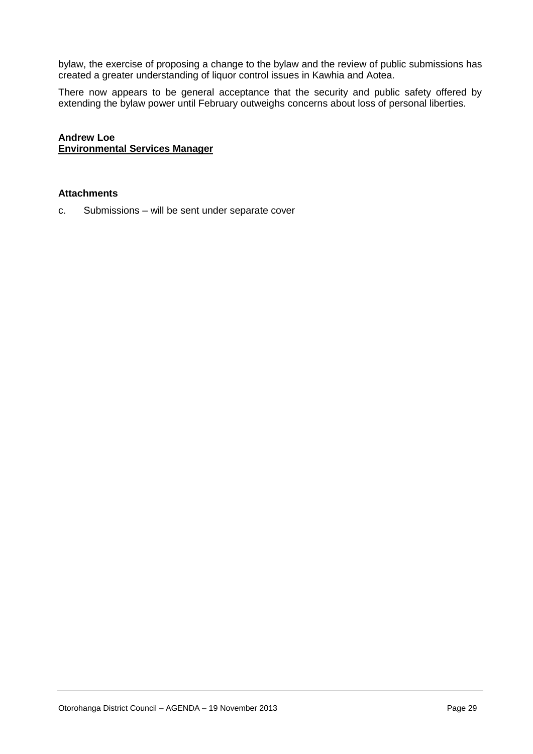bylaw, the exercise of proposing a change to the bylaw and the review of public submissions has created a greater understanding of liquor control issues in Kawhia and Aotea.

There now appears to be general acceptance that the security and public safety offered by extending the bylaw power until February outweighs concerns about loss of personal liberties.

**Andrew Loe**
**<u>Environmental Services Manager</u>**

**Attachments**

c. Submissions – will be sent under separate cover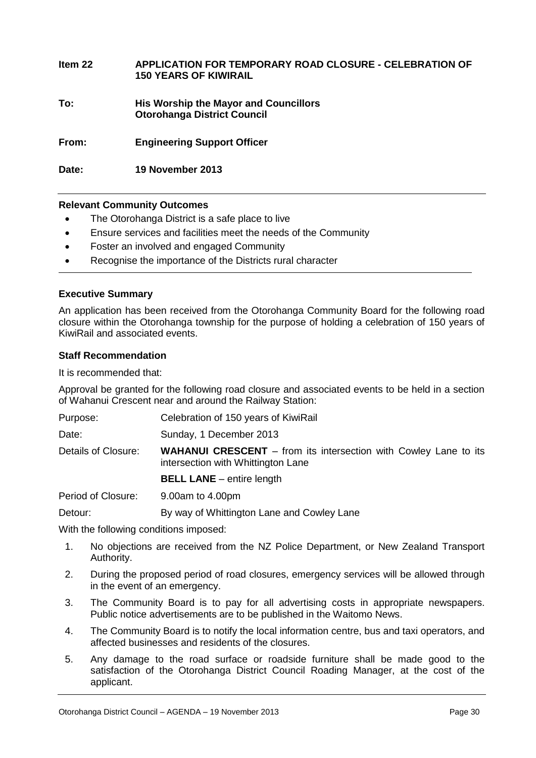| | |
|---|---|
| **Item 22** | **APPLICATION FOR TEMPORARY ROAD CLOSURE - CELEBRATION OF 150 YEARS OF KIWIRAIL** |
| **To:** | **His Worship the Mayor and Councillors**<br>**Otorohanga District Council** |
| **From:** | **Engineering Support Officer** |
| **Date:** | **19 November 2013** |

---

**Relevant Community Outcomes**

- The Otorohanga District is a safe place to live
- Ensure services and facilities meet the needs of the Community
- Foster an involved and engaged Community
- Recognise the importance of the Districts rural character

---

**Executive Summary**

An application has been received from the Otorohanga Community Board for the following road closure within the Otorohanga township for the purpose of holding a celebration of 150 years of KiwiRail and associated events.

**Staff Recommendation**

It is recommended that:

Approval be granted for the following road closure and associated events to be held in a section of Wahanui Crescent near and around the Railway Station:

| | |
|---|---|
| Purpose: | Celebration of 150 years of KiwiRail |
| Date: | Sunday, 1 December 2013 |
| Details of Closure: | **WAHANUI CRESCENT** – from its intersection with Cowley Lane to its intersection with Whittington Lane |
| | **BELL LANE** – entire length |
| Period of Closure: | 9.00am to 4.00pm |
| Detour: | By way of Whittington Lane and Cowley Lane |

With the following conditions imposed:

1. No objections are received from the NZ Police Department, or New Zealand Transport Authority.
2. During the proposed period of road closures, emergency services will be allowed through in the event of an emergency.
3. The Community Board is to pay for all advertising costs in appropriate newspapers. Public notice advertisements are to be published in the Waitomo News.
4. The Community Board is to notify the local information centre, bus and taxi operators, and affected businesses and residents of the closures.
5. Any damage to the road surface or roadside furniture shall be made good to the satisfaction of the Otorohanga District Council Roading Manager, at the cost of the applicant.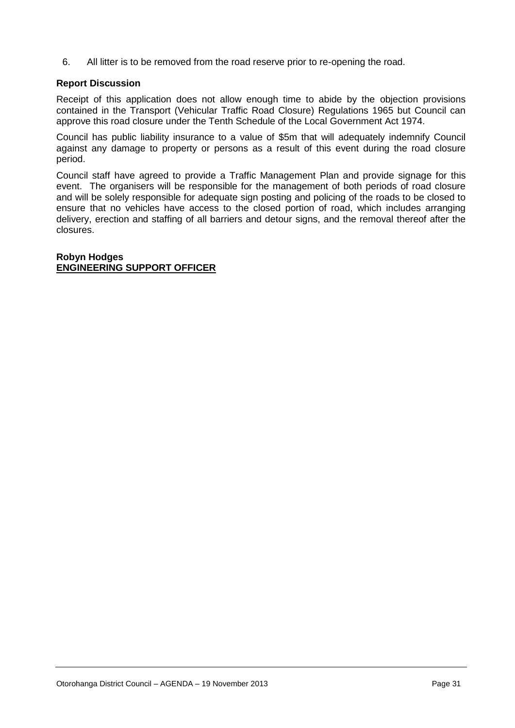6. All litter is to be removed from the road reserve prior to re-opening the road.

**Report Discussion**

Receipt of this application does not allow enough time to abide by the objection provisions contained in the Transport (Vehicular Traffic Road Closure) Regulations 1965 but Council can approve this road closure under the Tenth Schedule of the Local Government Act 1974.

Council has public liability insurance to a value of $5m that will adequately indemnify Council against any damage to property or persons as a result of this event during the road closure period.

Council staff have agreed to provide a Traffic Management Plan and provide signage for this event. The organisers will be responsible for the management of both periods of road closure and will be solely responsible for adequate sign posting and policing of the roads to be closed to ensure that no vehicles have access to the closed portion of road, which includes arranging delivery, erection and staffing of all barriers and detour signs, and the removal thereof after the closures.

**Robyn Hodges**
**ENGINEERING SUPPORT OFFICER**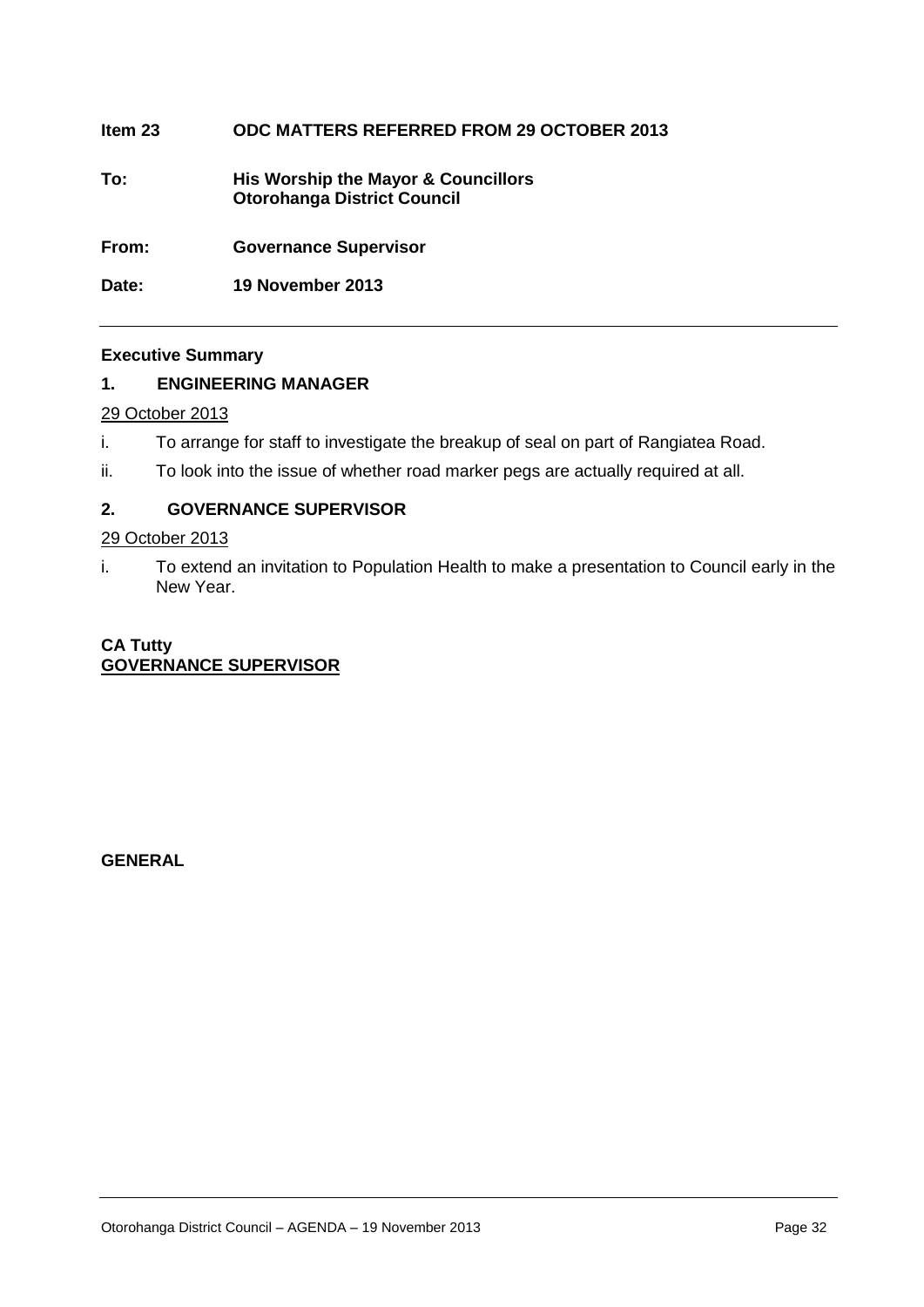**Item 23** **ODC MATTERS REFERRED FROM 29 OCTOBER 2013**

**To:** **His Worship the Mayor & Councillors**
**Otorohanga District Council**

**From:** **Governance Supervisor**

**Date:** **19 November 2013**

---

**Executive Summary**

**1. ENGINEERING MANAGER**

29 October 2013

i. To arrange for staff to investigate the breakup of seal on part of Rangiatea Road.

ii. To look into the issue of whether road marker pegs are actually required at all.

**2. GOVERNANCE SUPERVISOR**

29 October 2013

i. To extend an invitation to Population Health to make a presentation to Council early in the New Year.

**CA Tutty**
**GOVERNANCE SUPERVISOR**

**GENERAL**